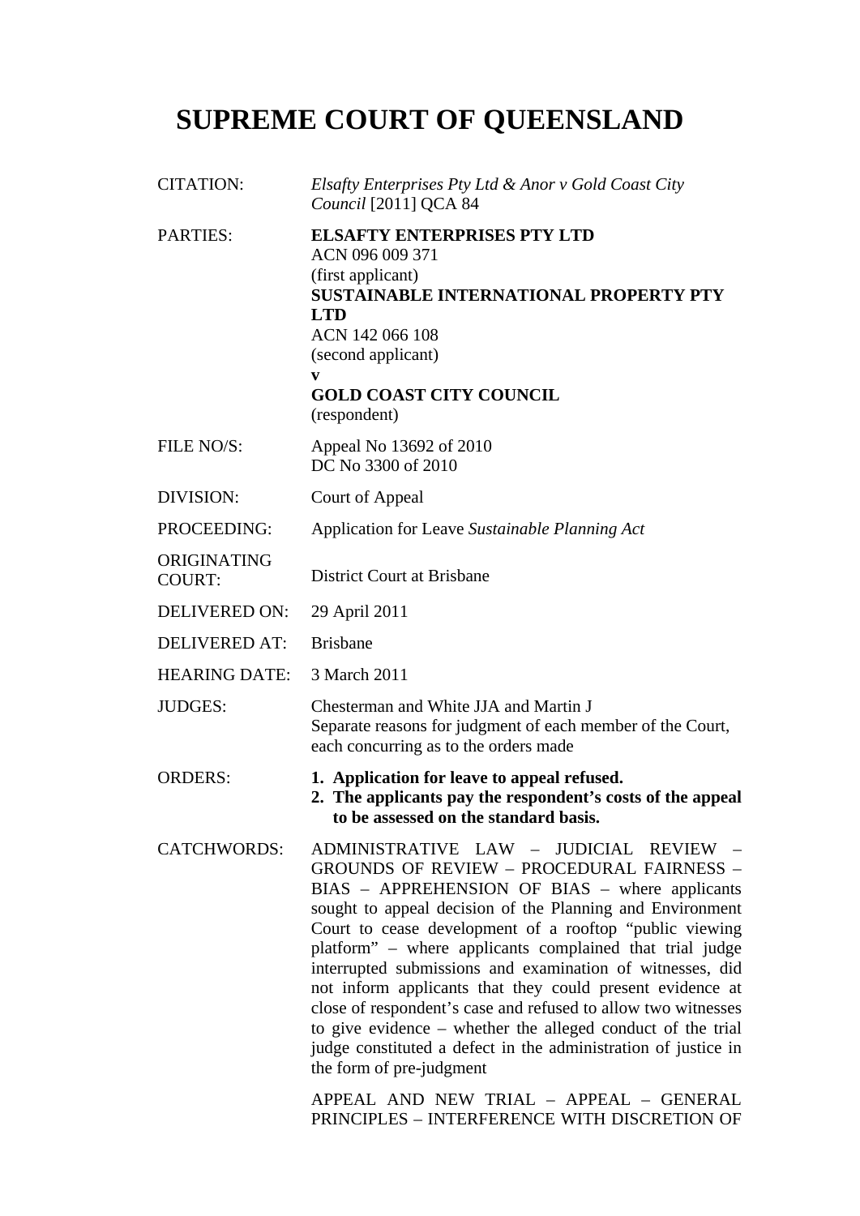# SUPREME COURT OF QUEENSLAND

| | |
|---|---|
| CITATION: | *Elsafty Enterprises Pty Ltd & Anor v Gold Coast City Council* [2011] QCA 84 |
| PARTIES: | **ELSAFTY ENTERPRISES PTY LTD**<br>ACN 096 009 371<br>(first applicant)<br>**SUSTAINABLE INTERNATIONAL PROPERTY PTY LTD**<br>ACN 142 066 108<br>(second applicant)<br>**v**<br>**GOLD COAST CITY COUNCIL**<br>(respondent) |
| FILE NO/S: | Appeal No 13692 of 2010<br>DC No 3300 of 2010 |
| DIVISION: | Court of Appeal |
| PROCEEDING: | Application for Leave *Sustainable Planning Act* |
| ORIGINATING COURT: | District Court at Brisbane |
| DELIVERED ON: | 29 April 2011 |
| DELIVERED AT: | Brisbane |
| HEARING DATE: | 3 March 2011 |
| JUDGES: | Chesterman and White JJA and Martin J<br>Separate reasons for judgment of each member of the Court, each concurring as to the orders made |
| ORDERS: | **1. Application for leave to appeal refused.**<br>**2. The applicants pay the respondent's costs of the appeal to be assessed on the standard basis.** |
| CATCHWORDS: | ADMINISTRATIVE LAW – JUDICIAL REVIEW – GROUNDS OF REVIEW – PROCEDURAL FAIRNESS – BIAS – APPREHENSION OF BIAS – where applicants sought to appeal decision of the Planning and Environment Court to cease development of a rooftop "public viewing platform" – where applicants complained that trial judge interrupted submissions and examination of witnesses, did not inform applicants that they could present evidence at close of respondent's case and refused to allow two witnesses to give evidence – whether the alleged conduct of the trial judge constituted a defect in the administration of justice in the form of pre-judgment<br><br>APPEAL AND NEW TRIAL – APPEAL – GENERAL PRINCIPLES – INTERFERENCE WITH DISCRETION OF |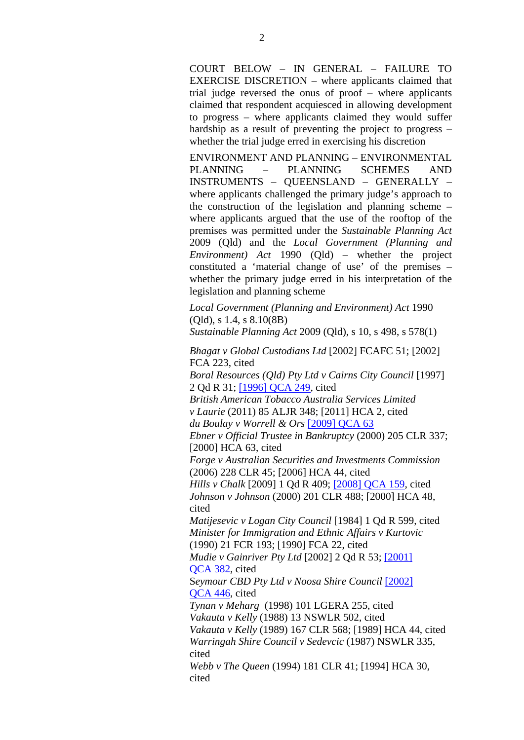COURT BELOW – IN GENERAL – FAILURE TO EXERCISE DISCRETION – where applicants claimed that trial judge reversed the onus of proof – where applicants claimed that respondent acquiesced in allowing development to progress – where applicants claimed they would suffer hardship as a result of preventing the project to progress – whether the trial judge erred in exercising his discretion

ENVIRONMENT AND PLANNING – ENVIRONMENTAL PLANNING – PLANNING SCHEMES AND INSTRUMENTS – QUEENSLAND – GENERALLY – where applicants challenged the primary judge's approach to the construction of the legislation and planning scheme – where applicants argued that the use of the rooftop of the premises was permitted under the *Sustainable Planning Act* 2009 (Qld) and the *Local Government (Planning and Environment) Act* 1990 (Qld) – whether the project constituted a 'material change of use' of the premises – whether the primary judge erred in his interpretation of the legislation and planning scheme

*Local Government (Planning and Environment) Act* 1990 (Qld), s 1.4, s 8.10(8B)
*Sustainable Planning Act* 2009 (Qld), s 10, s 498, s 578(1)

*Bhagat v Global Custodians Ltd* [2002] FCAFC 51; [2002] FCA 223, cited
*Boral Resources (Qld) Pty Ltd v Cairns City Council* [1997] 2 Qd R 31; [1996] QCA 249, cited
*British American Tobacco Australia Services Limited v Laurie* (2011) 85 ALJR 348; [2011] HCA 2, cited
*du Boulay v Worrell & Ors* [2009] QCA 63
*Ebner v Official Trustee in Bankruptcy* (2000) 205 CLR 337; [2000] HCA 63, cited
*Forge v Australian Securities and Investments Commission* (2006) 228 CLR 45; [2006] HCA 44, cited
*Hills v Chalk* [2009] 1 Qd R 409; [2008] QCA 159, cited
*Johnson v Johnson* (2000) 201 CLR 488; [2000] HCA 48, cited
*Matijesevic v Logan City Council* [1984] 1 Qd R 599, cited
*Minister for Immigration and Ethnic Affairs v Kurtovic* (1990) 21 FCR 193; [1990] FCA 22, cited
*Mudie v Gainriver Pty Ltd* [2002] 2 Qd R 53; [2001] QCA 382, cited
Seymour *CBD Pty Ltd v Noosa Shire Council* [2002] QCA 446, cited
*Tynan v Meharg* (1998) 101 LGERA 255, cited
*Vakauta v Kelly* (1988) 13 NSWLR 502, cited
*Vakauta v Kelly* (1989) 167 CLR 568; [1989] HCA 44, cited
*Warringah Shire Council v Sedevcic* (1987) NSWLR 335, cited
*Webb v The Queen* (1994) 181 CLR 41; [1994] HCA 30, cited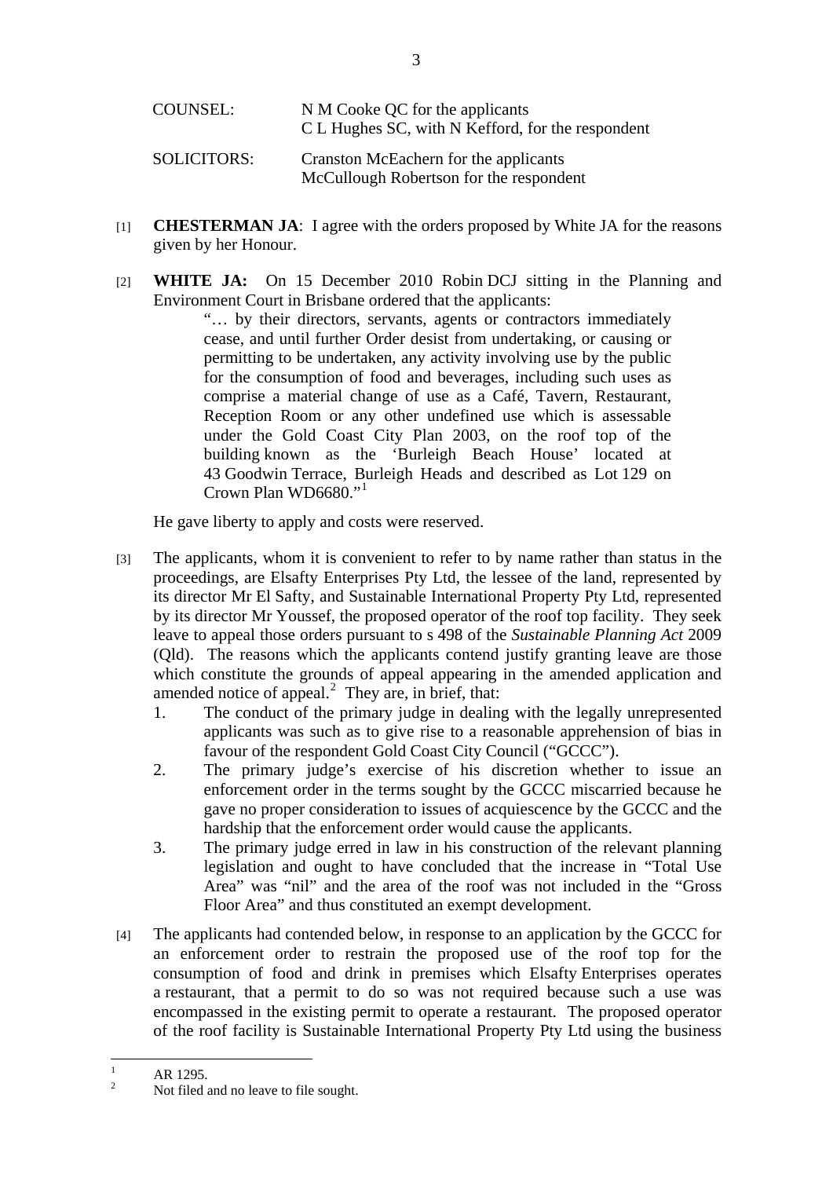| | |
|---|---|
| COUNSEL: | N M Cooke QC for the applicants<br>C L Hughes SC, with N Kefford, for the respondent |
| SOLICITORS: | Cranston McEachern for the applicants<br>McCullough Robertson for the respondent |

[1] **CHESTERMAN JA**: I agree with the orders proposed by White JA for the reasons given by her Honour.

[2] **WHITE JA:** On 15 December 2010 Robin DCJ sitting in the Planning and Environment Court in Brisbane ordered that the applicants:

> "… by their directors, servants, agents or contractors immediately cease, and until further Order desist from undertaking, or causing or permitting to be undertaken, any activity involving use by the public for the consumption of food and beverages, including such uses as comprise a material change of use as a Café, Tavern, Restaurant, Reception Room or any other undefined use which is assessable under the Gold Coast City Plan 2003, on the roof top of the building known as the 'Burleigh Beach House' located at 43 Goodwin Terrace, Burleigh Heads and described as Lot 129 on Crown Plan WD6680."[1]

He gave liberty to apply and costs were reserved.

[3] The applicants, whom it is convenient to refer to by name rather than status in the proceedings, are Elsafty Enterprises Pty Ltd, the lessee of the land, represented by its director Mr El Safty, and Sustainable International Property Pty Ltd, represented by its director Mr Youssef, the proposed operator of the roof top facility. They seek leave to appeal those orders pursuant to s 498 of the *Sustainable Planning Act* 2009 (Qld). The reasons which the applicants contend justify granting leave are those which constitute the grounds of appeal appearing in the amended application and amended notice of appeal.[2] They are, in brief, that:

1. The conduct of the primary judge in dealing with the legally unrepresented applicants was such as to give rise to a reasonable apprehension of bias in favour of the respondent Gold Coast City Council ("GCCC").
2. The primary judge's exercise of his discretion whether to issue an enforcement order in the terms sought by the GCCC miscarried because he gave no proper consideration to issues of acquiescence by the GCCC and the hardship that the enforcement order would cause the applicants.
3. The primary judge erred in law in his construction of the relevant planning legislation and ought to have concluded that the increase in "Total Use Area" was "nil" and the area of the roof was not included in the "Gross Floor Area" and thus constituted an exempt development.

[4] The applicants had contended below, in response to an application by the GCCC for an enforcement order to restrain the proposed use of the roof top for the consumption of food and drink in premises which Elsafty Enterprises operates a restaurant, that a permit to do so was not required because such a use was encompassed in the existing permit to operate a restaurant. The proposed operator of the roof facility is Sustainable International Property Pty Ltd using the business

---

[1] AR 1295.

[2] Not filed and no leave to file sought.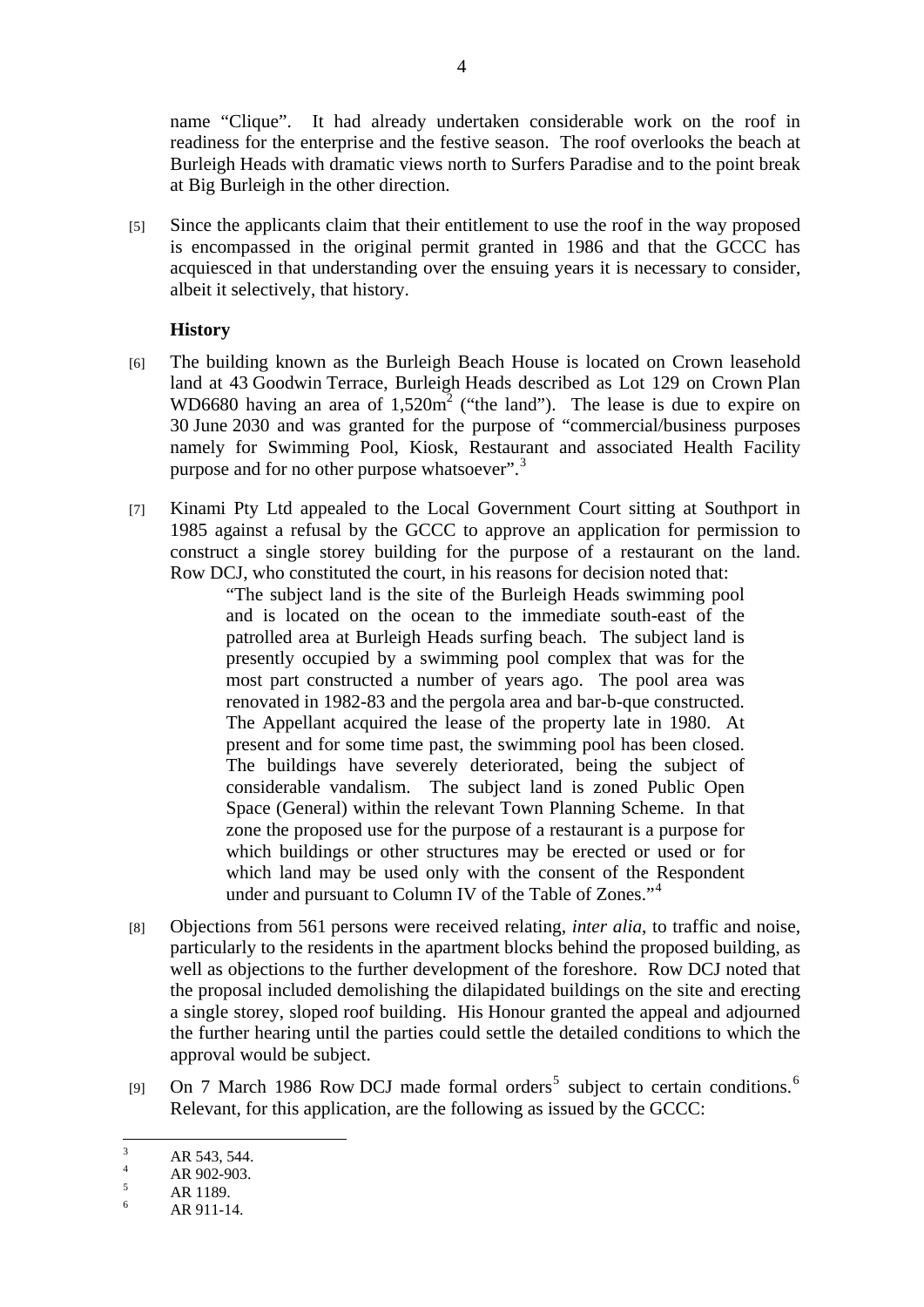name "Clique". It had already undertaken considerable work on the roof in readiness for the enterprise and the festive season. The roof overlooks the beach at Burleigh Heads with dramatic views north to Surfers Paradise and to the point break at Big Burleigh in the other direction.

[5] Since the applicants claim that their entitlement to use the roof in the way proposed is encompassed in the original permit granted in 1986 and that the GCCC has acquiesced in that understanding over the ensuing years it is necessary to consider, albeit it selectively, that history.

**History**

[6] The building known as the Burleigh Beach House is located on Crown leasehold land at 43 Goodwin Terrace, Burleigh Heads described as Lot 129 on Crown Plan WD6680 having an area of $1,520m^2$ ("the land"). The lease is due to expire on 30 June 2030 and was granted for the purpose of "commercial/business purposes namely for Swimming Pool, Kiosk, Restaurant and associated Health Facility purpose and for no other purpose whatsoever".[3]

[7] Kinami Pty Ltd appealed to the Local Government Court sitting at Southport in 1985 against a refusal by the GCCC to approve an application for permission to construct a single storey building for the purpose of a restaurant on the land. Row DCJ, who constituted the court, in his reasons for decision noted that:

> "The subject land is the site of the Burleigh Heads swimming pool and is located on the ocean to the immediate south-east of the patrolled area at Burleigh Heads surfing beach. The subject land is presently occupied by a swimming pool complex that was for the most part constructed a number of years ago. The pool area was renovated in 1982-83 and the pergola area and bar-b-que constructed. The Appellant acquired the lease of the property late in 1980. At present and for some time past, the swimming pool has been closed. The buildings have severely deteriorated, being the subject of considerable vandalism. The subject land is zoned Public Open Space (General) within the relevant Town Planning Scheme. In that zone the proposed use for the purpose of a restaurant is a purpose for which buildings or other structures may be erected or used or for which land may be used only with the consent of the Respondent under and pursuant to Column IV of the Table of Zones."[4]

[8] Objections from 561 persons were received relating, *inter alia*, to traffic and noise, particularly to the residents in the apartment blocks behind the proposed building, as well as objections to the further development of the foreshore. Row DCJ noted that the proposal included demolishing the dilapidated buildings on the site and erecting a single storey, sloped roof building. His Honour granted the appeal and adjourned the further hearing until the parties could settle the detailed conditions to which the approval would be subject.

[9] On 7 March 1986 Row DCJ made formal orders[5] subject to certain conditions.[6] Relevant, for this application, are the following as issued by the GCCC:

---

[3] AR 543, 544.

[4] AR 902-903.

[5] AR 1189.

[6] AR 911-14.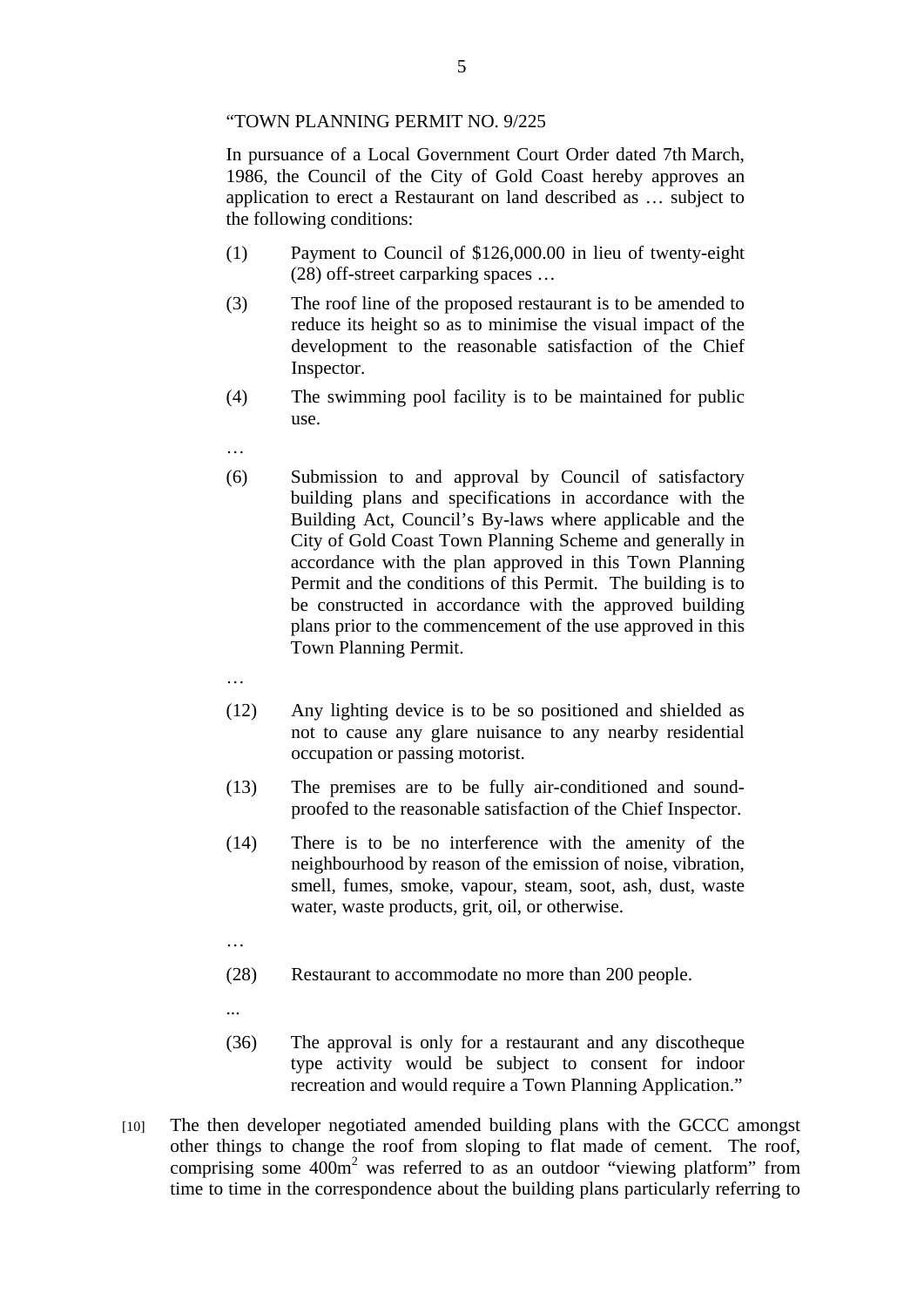"TOWN PLANNING PERMIT NO. 9/225

In pursuance of a Local Government Court Order dated 7th March, 1986, the Council of the City of Gold Coast hereby approves an application to erect a Restaurant on land described as … subject to the following conditions:

(1) Payment to Council of $126,000.00 in lieu of twenty-eight (28) off-street carparking spaces …

(3) The roof line of the proposed restaurant is to be amended to reduce its height so as to minimise the visual impact of the development to the reasonable satisfaction of the Chief Inspector.

(4) The swimming pool facility is to be maintained for public use.

…

(6) Submission to and approval by Council of satisfactory building plans and specifications in accordance with the Building Act, Council's By-laws where applicable and the City of Gold Coast Town Planning Scheme and generally in accordance with the plan approved in this Town Planning Permit and the conditions of this Permit. The building is to be constructed in accordance with the approved building plans prior to the commencement of the use approved in this Town Planning Permit.

…

(12) Any lighting device is to be so positioned and shielded as not to cause any glare nuisance to any nearby residential occupation or passing motorist.

(13) The premises are to be fully air-conditioned and sound-proofed to the reasonable satisfaction of the Chief Inspector.

(14) There is to be no interference with the amenity of the neighbourhood by reason of the emission of noise, vibration, smell, fumes, smoke, vapour, steam, soot, ash, dust, waste water, waste products, grit, oil, or otherwise.

…

(28) Restaurant to accommodate no more than 200 people.

...

(36) The approval is only for a restaurant and any discotheque type activity would be subject to consent for indoor recreation and would require a Town Planning Application."

[10] The then developer negotiated amended building plans with the GCCC amongst other things to change the roof from sloping to flat made of cement. The roof, comprising some 400m$^2$ was referred to as an outdoor "viewing platform" from time to time in the correspondence about the building plans particularly referring to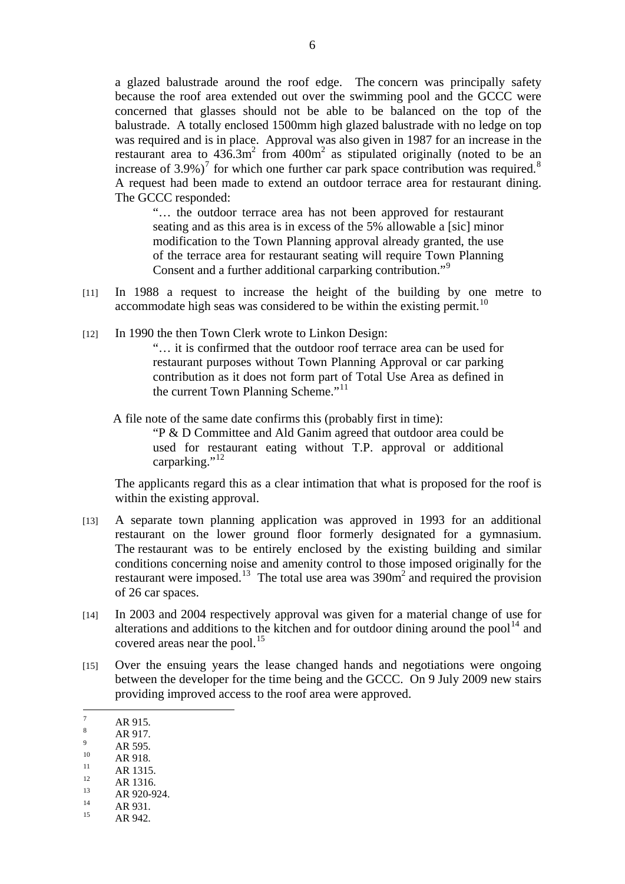a glazed balustrade around the roof edge. The concern was principally safety because the roof area extended out over the swimming pool and the GCCC were concerned that glasses should not be able to be balanced on the top of the balustrade. A totally enclosed 1500mm high glazed balustrade with no ledge on top was required and is in place. Approval was also given in 1987 for an increase in the restaurant area to $436.3m^2$ from $400m^2$ as stipulated originally (noted to be an increase of 3.9%)[7] for which one further car park space contribution was required.[8] A request had been made to extend an outdoor terrace area for restaurant dining. The GCCC responded:

> "… the outdoor terrace area has not been approved for restaurant seating and as this area is in excess of the 5% allowable a [sic] minor modification to the Town Planning approval already granted, the use of the terrace area for restaurant seating will require Town Planning Consent and a further additional carparking contribution."[9]

[11] In 1988 a request to increase the height of the building by one metre to accommodate high seas was considered to be within the existing permit.[10]

[12] In 1990 the then Town Clerk wrote to Linkon Design:

> "… it is confirmed that the outdoor roof terrace area can be used for restaurant purposes without Town Planning Approval or car parking contribution as it does not form part of Total Use Area as defined in the current Town Planning Scheme."[11]

A file note of the same date confirms this (probably first in time):

> "P & D Committee and Ald Ganim agreed that outdoor area could be used for restaurant eating without T.P. approval or additional carparking."[12]

The applicants regard this as a clear intimation that what is proposed for the roof is within the existing approval.

[13] A separate town planning application was approved in 1993 for an additional restaurant on the lower ground floor formerly designated for a gymnasium. The restaurant was to be entirely enclosed by the existing building and similar conditions concerning noise and amenity control to those imposed originally for the restaurant were imposed.[13] The total use area was $390m^2$ and required the provision of 26 car spaces.

[14] In 2003 and 2004 respectively approval was given for a material change of use for alterations and additions to the kitchen and for outdoor dining around the pool[14] and covered areas near the pool.[15]

[15] Over the ensuing years the lease changed hands and negotiations were ongoing between the developer for the time being and the GCCC. On 9 July 2009 new stairs providing improved access to the roof area were approved.

---

[7] AR 915.
[8] AR 917.
[9] AR 595.
[10] AR 918.
[11] AR 1315.
[12] AR 1316.
[13] AR 920-924.
[14] AR 931.
[15] AR 942.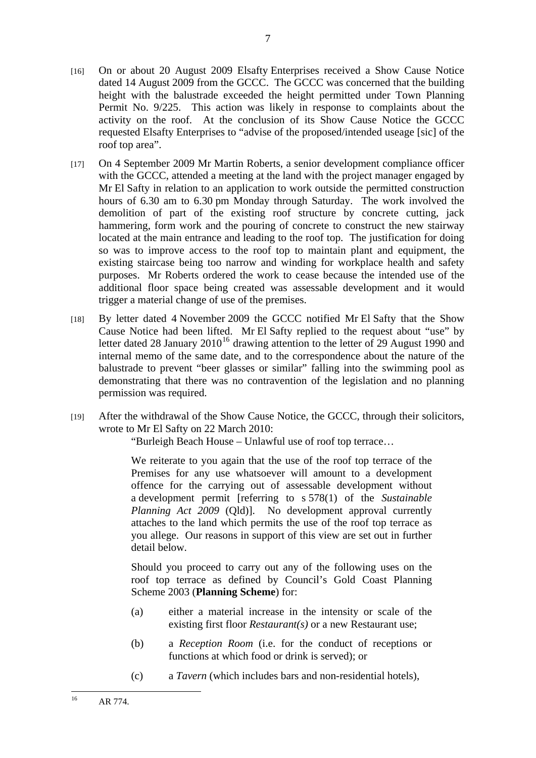[16] On or about 20 August 2009 Elsafty Enterprises received a Show Cause Notice dated 14 August 2009 from the GCCC. The GCCC was concerned that the building height with the balustrade exceeded the height permitted under Town Planning Permit No. 9/225. This action was likely in response to complaints about the activity on the roof. At the conclusion of its Show Cause Notice the GCCC requested Elsafty Enterprises to "advise of the proposed/intended useage [sic] of the roof top area".

[17] On 4 September 2009 Mr Martin Roberts, a senior development compliance officer with the GCCC, attended a meeting at the land with the project manager engaged by Mr El Safty in relation to an application to work outside the permitted construction hours of 6.30 am to 6.30 pm Monday through Saturday. The work involved the demolition of part of the existing roof structure by concrete cutting, jack hammering, form work and the pouring of concrete to construct the new stairway located at the main entrance and leading to the roof top. The justification for doing so was to improve access to the roof top to maintain plant and equipment, the existing staircase being too narrow and winding for workplace health and safety purposes. Mr Roberts ordered the work to cease because the intended use of the additional floor space being created was assessable development and it would trigger a material change of use of the premises.

[18] By letter dated 4 November 2009 the GCCC notified Mr El Safty that the Show Cause Notice had been lifted. Mr El Safty replied to the request about "use" by letter dated 28 January 2010[16] drawing attention to the letter of 29 August 1990 and internal memo of the same date, and to the correspondence about the nature of the balustrade to prevent "beer glasses or similar" falling into the swimming pool as demonstrating that there was no contravention of the legislation and no planning permission was required.

[19] After the withdrawal of the Show Cause Notice, the GCCC, through their solicitors, wrote to Mr El Safty on 22 March 2010:

> "Burleigh Beach House – Unlawful use of roof top terrace…
>
> We reiterate to you again that the use of the roof top terrace of the Premises for any use whatsoever will amount to a development offence for the carrying out of assessable development without a development permit [referring to s 578(1) of the *Sustainable Planning Act 2009* (Qld)]. No development approval currently attaches to the land which permits the use of the roof top terrace as you allege. Our reasons in support of this view are set out in further detail below.
>
> Should you proceed to carry out any of the following uses on the roof top terrace as defined by Council's Gold Coast Planning Scheme 2003 (**Planning Scheme**) for:
>
> (a) either a material increase in the intensity or scale of the existing first floor *Restaurant(s)* or a new Restaurant use;
>
> (b) a *Reception Room* (i.e. for the conduct of receptions or functions at which food or drink is served); or
>
> (c) a *Tavern* (which includes bars and non-residential hotels),

---

[16] AR 774.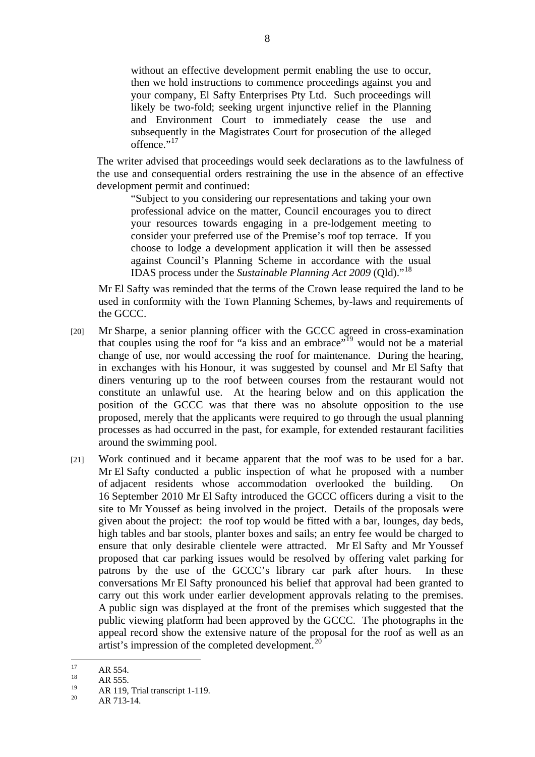> without an effective development permit enabling the use to occur, then we hold instructions to commence proceedings against you and your company, El Safty Enterprises Pty Ltd. Such proceedings will likely be two-fold; seeking urgent injunctive relief in the Planning and Environment Court to immediately cease the use and subsequently in the Magistrates Court for prosecution of the alleged offence."[17]

The writer advised that proceedings would seek declarations as to the lawfulness of the use and consequential orders restraining the use in the absence of an effective development permit and continued:

> "Subject to you considering our representations and taking your own professional advice on the matter, Council encourages you to direct your resources towards engaging in a pre-lodgement meeting to consider your preferred use of the Premise's roof top terrace. If you choose to lodge a development application it will then be assessed against Council's Planning Scheme in accordance with the usual IDAS process under the *Sustainable Planning Act 2009* (Qld)."[18]

Mr El Safty was reminded that the terms of the Crown lease required the land to be used in conformity with the Town Planning Schemes, by-laws and requirements of the GCCC.

[20] Mr Sharpe, a senior planning officer with the GCCC agreed in cross-examination that couples using the roof for "a kiss and an embrace"[19] would not be a material change of use, nor would accessing the roof for maintenance. During the hearing, in exchanges with his Honour, it was suggested by counsel and Mr El Safty that diners venturing up to the roof between courses from the restaurant would not constitute an unlawful use. At the hearing below and on this application the position of the GCCC was that there was no absolute opposition to the use proposed, merely that the applicants were required to go through the usual planning processes as had occurred in the past, for example, for extended restaurant facilities around the swimming pool.

[21] Work continued and it became apparent that the roof was to be used for a bar. Mr El Safty conducted a public inspection of what he proposed with a number of adjacent residents whose accommodation overlooked the building. On 16 September 2010 Mr El Safty introduced the GCCC officers during a visit to the site to Mr Youssef as being involved in the project. Details of the proposals were given about the project: the roof top would be fitted with a bar, lounges, day beds, high tables and bar stools, planter boxes and sails; an entry fee would be charged to ensure that only desirable clientele were attracted. Mr El Safty and Mr Youssef proposed that car parking issues would be resolved by offering valet parking for patrons by the use of the GCCC's library car park after hours. In these conversations Mr El Safty pronounced his belief that approval had been granted to carry out this work under earlier development approvals relating to the premises. A public sign was displayed at the front of the premises which suggested that the public viewing platform had been approved by the GCCC. The photographs in the appeal record show the extensive nature of the proposal for the roof as well as an artist's impression of the completed development.[20]

---

[17] AR 554.

[18] AR 555.

[19] AR 119, Trial transcript 1-119.

[20] AR 713-14.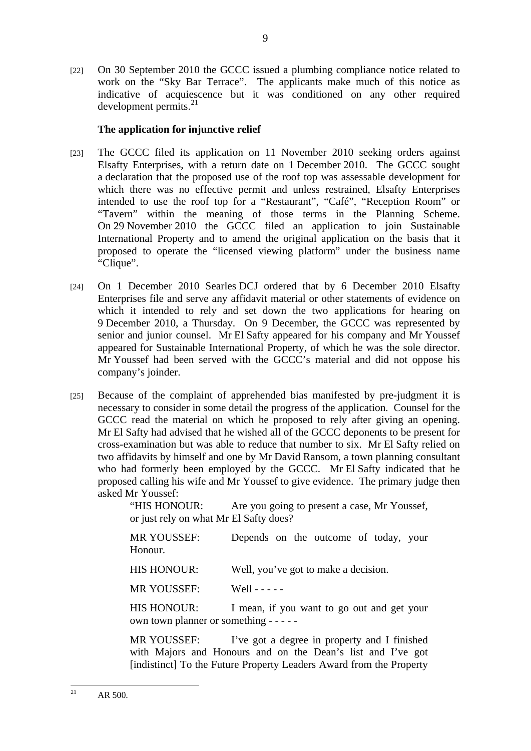[22] On 30 September 2010 the GCCC issued a plumbing compliance notice related to work on the "Sky Bar Terrace". The applicants make much of this notice as indicative of acquiescence but it was conditioned on any other required development permits.[21]

**The application for injunctive relief**

[23] The GCCC filed its application on 11 November 2010 seeking orders against Elsafty Enterprises, with a return date on 1 December 2010. The GCCC sought a declaration that the proposed use of the roof top was assessable development for which there was no effective permit and unless restrained, Elsafty Enterprises intended to use the roof top for a "Restaurant", "Café", "Reception Room" or "Tavern" within the meaning of those terms in the Planning Scheme. On 29 November 2010 the GCCC filed an application to join Sustainable International Property and to amend the original application on the basis that it proposed to operate the "licensed viewing platform" under the business name "Clique".

[24] On 1 December 2010 Searles DCJ ordered that by 6 December 2010 Elsafty Enterprises file and serve any affidavit material or other statements of evidence on which it intended to rely and set down the two applications for hearing on 9 December 2010, a Thursday. On 9 December, the GCCC was represented by senior and junior counsel. Mr El Safty appeared for his company and Mr Youssef appeared for Sustainable International Property, of which he was the sole director. Mr Youssef had been served with the GCCC's material and did not oppose his company's joinder.

[25] Because of the complaint of apprehended bias manifested by pre-judgment it is necessary to consider in some detail the progress of the application. Counsel for the GCCC read the material on which he proposed to rely after giving an opening. Mr El Safty had advised that he wished all of the GCCC deponents to be present for cross-examination but was able to reduce that number to six. Mr El Safty relied on two affidavits by himself and one by Mr David Ransom, a town planning consultant who had formerly been employed by the GCCC. Mr El Safty indicated that he proposed calling his wife and Mr Youssef to give evidence. The primary judge then asked Mr Youssef:

> "HIS HONOUR: Are you going to present a case, Mr Youssef, or just rely on what Mr El Safty does?
>
> MR YOUSSEF: Depends on the outcome of today, your Honour.
>
> HIS HONOUR: Well, you've got to make a decision.
>
> MR YOUSSEF: Well - - - - -
>
> HIS HONOUR: I mean, if you want to go out and get your own town planner or something - - - - -
>
> MR YOUSSEF: I've got a degree in property and I finished with Majors and Honours and on the Dean's list and I've got [indistinct] To the Future Property Leaders Award from the Property

---

[21] AR 500.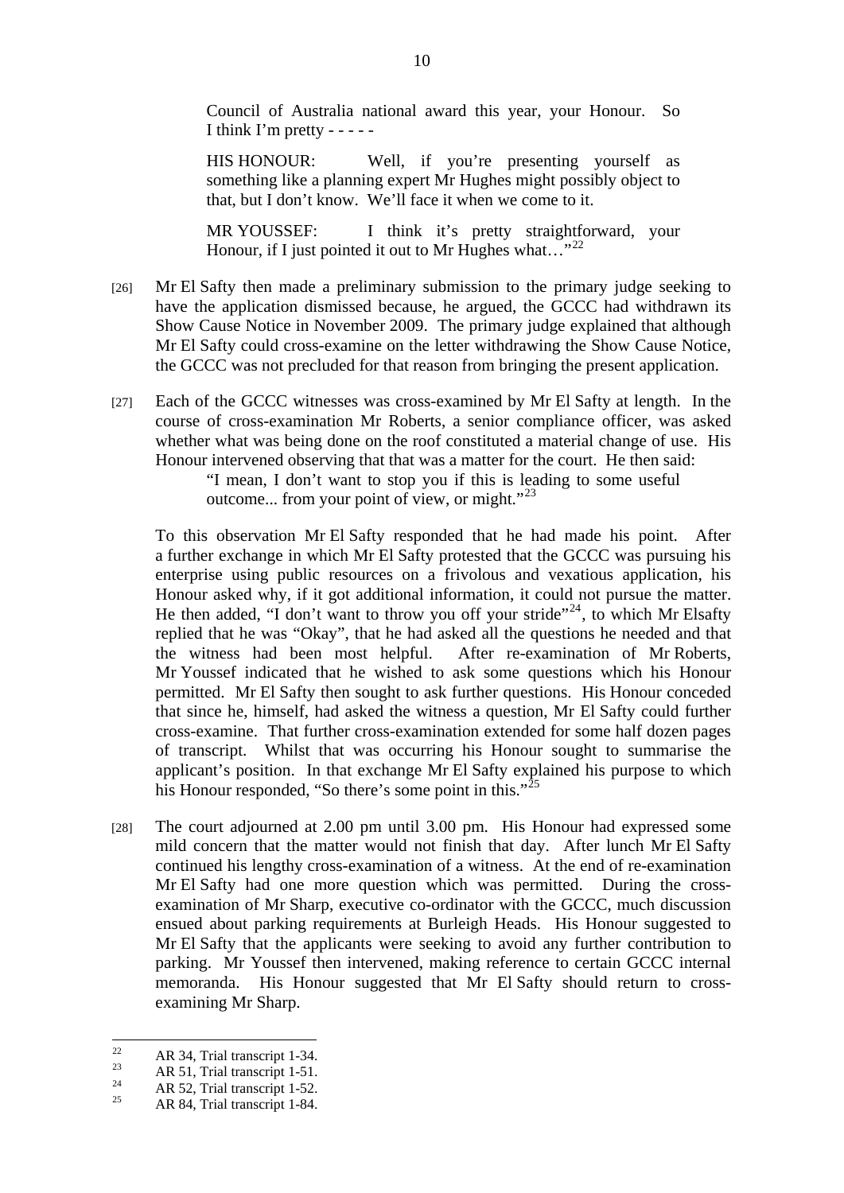> Council of Australia national award this year, your Honour. So I think I'm pretty - - - - -
>
> HIS HONOUR: Well, if you're presenting yourself as something like a planning expert Mr Hughes might possibly object to that, but I don't know. We'll face it when we come to it.
>
> MR YOUSSEF: I think it's pretty straightforward, your Honour, if I just pointed it out to Mr Hughes what…"[22]

[26] Mr El Safty then made a preliminary submission to the primary judge seeking to have the application dismissed because, he argued, the GCCC had withdrawn its Show Cause Notice in November 2009. The primary judge explained that although Mr El Safty could cross-examine on the letter withdrawing the Show Cause Notice, the GCCC was not precluded for that reason from bringing the present application.

[27] Each of the GCCC witnesses was cross-examined by Mr El Safty at length. In the course of cross-examination Mr Roberts, a senior compliance officer, was asked whether what was being done on the roof constituted a material change of use. His Honour intervened observing that that was a matter for the court. He then said:

> "I mean, I don't want to stop you if this is leading to some useful outcome... from your point of view, or might."[23]

To this observation Mr El Safty responded that he had made his point. After a further exchange in which Mr El Safty protested that the GCCC was pursuing his enterprise using public resources on a frivolous and vexatious application, his Honour asked why, if it got additional information, it could not pursue the matter. He then added, "I don't want to throw you off your stride"[24], to which Mr Elsafty replied that he was "Okay", that he had asked all the questions he needed and that the witness had been most helpful. After re-examination of Mr Roberts, Mr Youssef indicated that he wished to ask some questions which his Honour permitted. Mr El Safty then sought to ask further questions. His Honour conceded that since he, himself, had asked the witness a question, Mr El Safty could further cross-examine. That further cross-examination extended for some half dozen pages of transcript. Whilst that was occurring his Honour sought to summarise the applicant's position. In that exchange Mr El Safty explained his purpose to which his Honour responded, "So there's some point in this."[25]

[28] The court adjourned at 2.00 pm until 3.00 pm. His Honour had expressed some mild concern that the matter would not finish that day. After lunch Mr El Safty continued his lengthy cross-examination of a witness. At the end of re-examination Mr El Safty had one more question which was permitted. During the cross-examination of Mr Sharp, executive co-ordinator with the GCCC, much discussion ensued about parking requirements at Burleigh Heads. His Honour suggested to Mr El Safty that the applicants were seeking to avoid any further contribution to parking. Mr Youssef then intervened, making reference to certain GCCC internal memoranda. His Honour suggested that Mr El Safty should return to cross-examining Mr Sharp.

---

[22] AR 34, Trial transcript 1-34.
[23] AR 51, Trial transcript 1-51.
[24] AR 52, Trial transcript 1-52.
[25] AR 84, Trial transcript 1-84.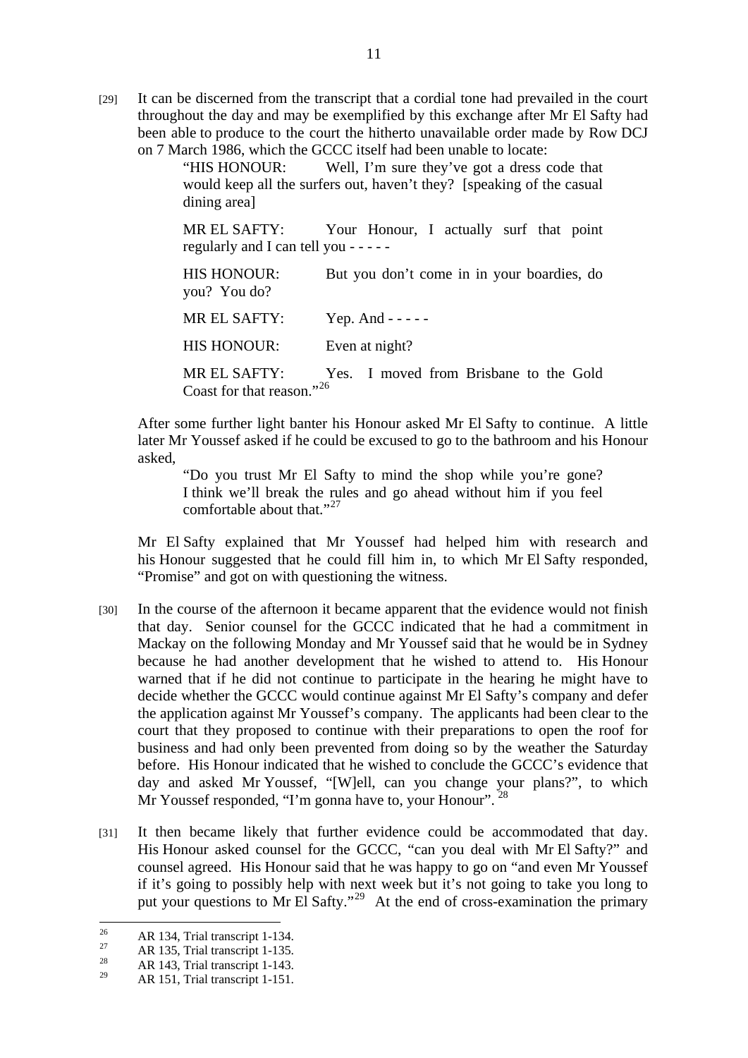[29] It can be discerned from the transcript that a cordial tone had prevailed in the court throughout the day and may be exemplified by this exchange after Mr El Safty had been able to produce to the court the hitherto unavailable order made by Row DCJ on 7 March 1986, which the GCCC itself had been unable to locate:

> "HIS HONOUR: Well, I'm sure they've got a dress code that would keep all the surfers out, haven't they? [speaking of the casual dining area]
>
> MR EL SAFTY: Your Honour, I actually surf that point regularly and I can tell you - - - - -
>
> HIS HONOUR: But you don't come in in your boardies, do you? You do?
>
> MR EL SAFTY: Yep. And - - - - -
>
> HIS HONOUR: Even at night?
>
> MR EL SAFTY: Yes. I moved from Brisbane to the Gold Coast for that reason."[26]

After some further light banter his Honour asked Mr El Safty to continue. A little later Mr Youssef asked if he could be excused to go to the bathroom and his Honour asked,

> "Do you trust Mr El Safty to mind the shop while you're gone? I think we'll break the rules and go ahead without him if you feel comfortable about that."[27]

Mr El Safty explained that Mr Youssef had helped him with research and his Honour suggested that he could fill him in, to which Mr El Safty responded, "Promise" and got on with questioning the witness.

[30] In the course of the afternoon it became apparent that the evidence would not finish that day. Senior counsel for the GCCC indicated that he had a commitment in Mackay on the following Monday and Mr Youssef said that he would be in Sydney because he had another development that he wished to attend to. His Honour warned that if he did not continue to participate in the hearing he might have to decide whether the GCCC would continue against Mr El Safty's company and defer the application against Mr Youssef's company. The applicants had been clear to the court that they proposed to continue with their preparations to open the roof for business and had only been prevented from doing so by the weather the Saturday before. His Honour indicated that he wished to conclude the GCCC's evidence that day and asked Mr Youssef, "[W]ell, can you change your plans?", to which Mr Youssef responded, "I'm gonna have to, your Honour".[28]

[31] It then became likely that further evidence could be accommodated that day. His Honour asked counsel for the GCCC, "can you deal with Mr El Safty?" and counsel agreed. His Honour said that he was happy to go on "and even Mr Youssef if it's going to possibly help with next week but it's not going to take you long to put your questions to Mr El Safty."[29] At the end of cross-examination the primary

---

[26] AR 134, Trial transcript 1-134.

[27] AR 135, Trial transcript 1-135.

[28] AR 143, Trial transcript 1-143.

[29] AR 151, Trial transcript 1-151.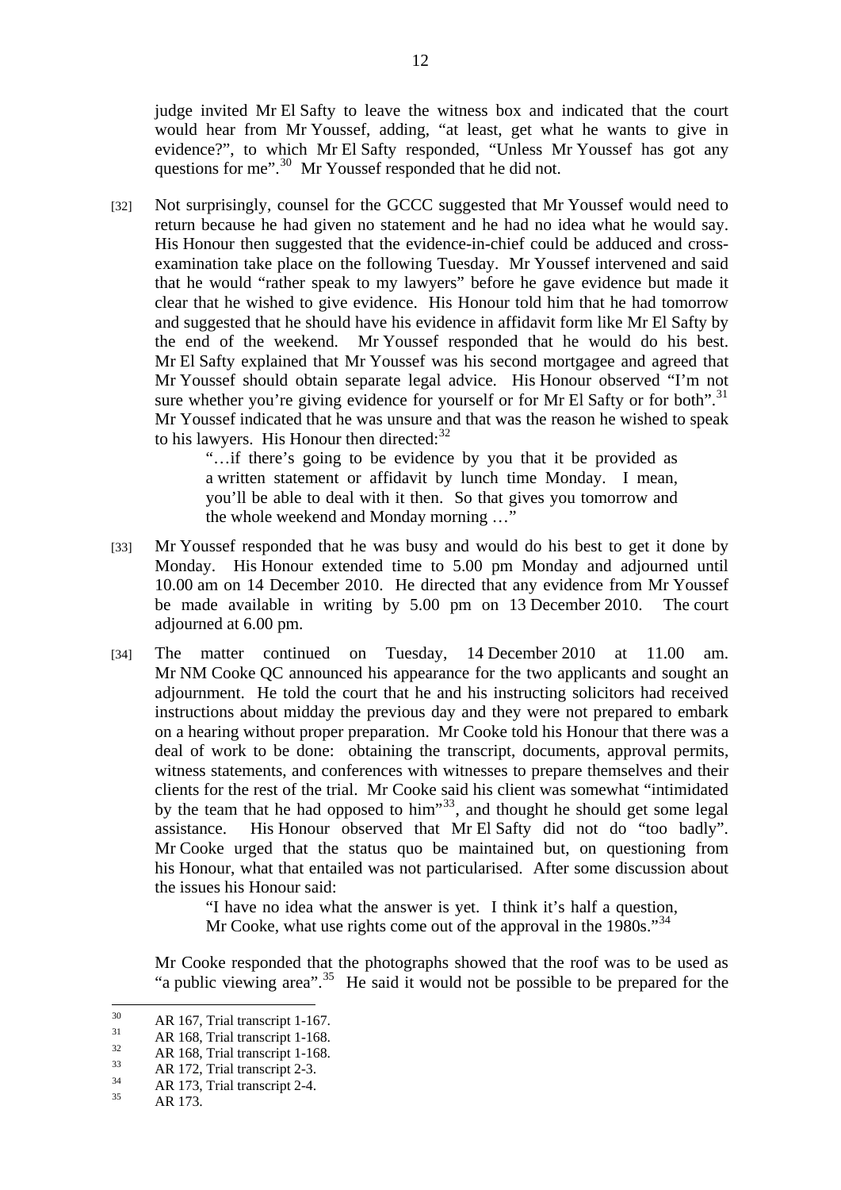judge invited Mr El Safty to leave the witness box and indicated that the court would hear from Mr Youssef, adding, "at least, get what he wants to give in evidence?", to which Mr El Safty responded, "Unless Mr Youssef has got any questions for me".[30] Mr Youssef responded that he did not.

[32] Not surprisingly, counsel for the GCCC suggested that Mr Youssef would need to return because he had given no statement and he had no idea what he would say. His Honour then suggested that the evidence-in-chief could be adduced and cross-examination take place on the following Tuesday. Mr Youssef intervened and said that he would "rather speak to my lawyers" before he gave evidence but made it clear that he wished to give evidence. His Honour told him that he had tomorrow and suggested that he should have his evidence in affidavit form like Mr El Safty by the end of the weekend. Mr Youssef responded that he would do his best. Mr El Safty explained that Mr Youssef was his second mortgagee and agreed that Mr Youssef should obtain separate legal advice. His Honour observed "I'm not sure whether you're giving evidence for yourself or for Mr El Safty or for both".[31] Mr Youssef indicated that he was unsure and that was the reason he wished to speak to his lawyers. His Honour then directed:[32]

> "…if there's going to be evidence by you that it be provided as a written statement or affidavit by lunch time Monday. I mean, you'll be able to deal with it then. So that gives you tomorrow and the whole weekend and Monday morning …"

[33] Mr Youssef responded that he was busy and would do his best to get it done by Monday. His Honour extended time to 5.00 pm Monday and adjourned until 10.00 am on 14 December 2010. He directed that any evidence from Mr Youssef be made available in writing by 5.00 pm on 13 December 2010. The court adjourned at 6.00 pm.

[34] The matter continued on Tuesday, 14 December 2010 at 11.00 am. Mr NM Cooke QC announced his appearance for the two applicants and sought an adjournment. He told the court that he and his instructing solicitors had received instructions about midday the previous day and they were not prepared to embark on a hearing without proper preparation. Mr Cooke told his Honour that there was a deal of work to be done: obtaining the transcript, documents, approval permits, witness statements, and conferences with witnesses to prepare themselves and their clients for the rest of the trial. Mr Cooke said his client was somewhat "intimidated by the team that he had opposed to him"[33], and thought he should get some legal assistance. His Honour observed that Mr El Safty did not do "too badly". Mr Cooke urged that the status quo be maintained but, on questioning from his Honour, what that entailed was not particularised. After some discussion about the issues his Honour said:

> "I have no idea what the answer is yet. I think it's half a question, Mr Cooke, what use rights come out of the approval in the 1980s."[34]

Mr Cooke responded that the photographs showed that the roof was to be used as "a public viewing area".[35] He said it would not be possible to be prepared for the

---

[30] AR 167, Trial transcript 1-167.

[31] AR 168, Trial transcript 1-168.

[32] AR 168, Trial transcript 1-168.

[33] AR 172, Trial transcript 2-3.

[34] AR 173, Trial transcript 2-4.

[35] AR 173.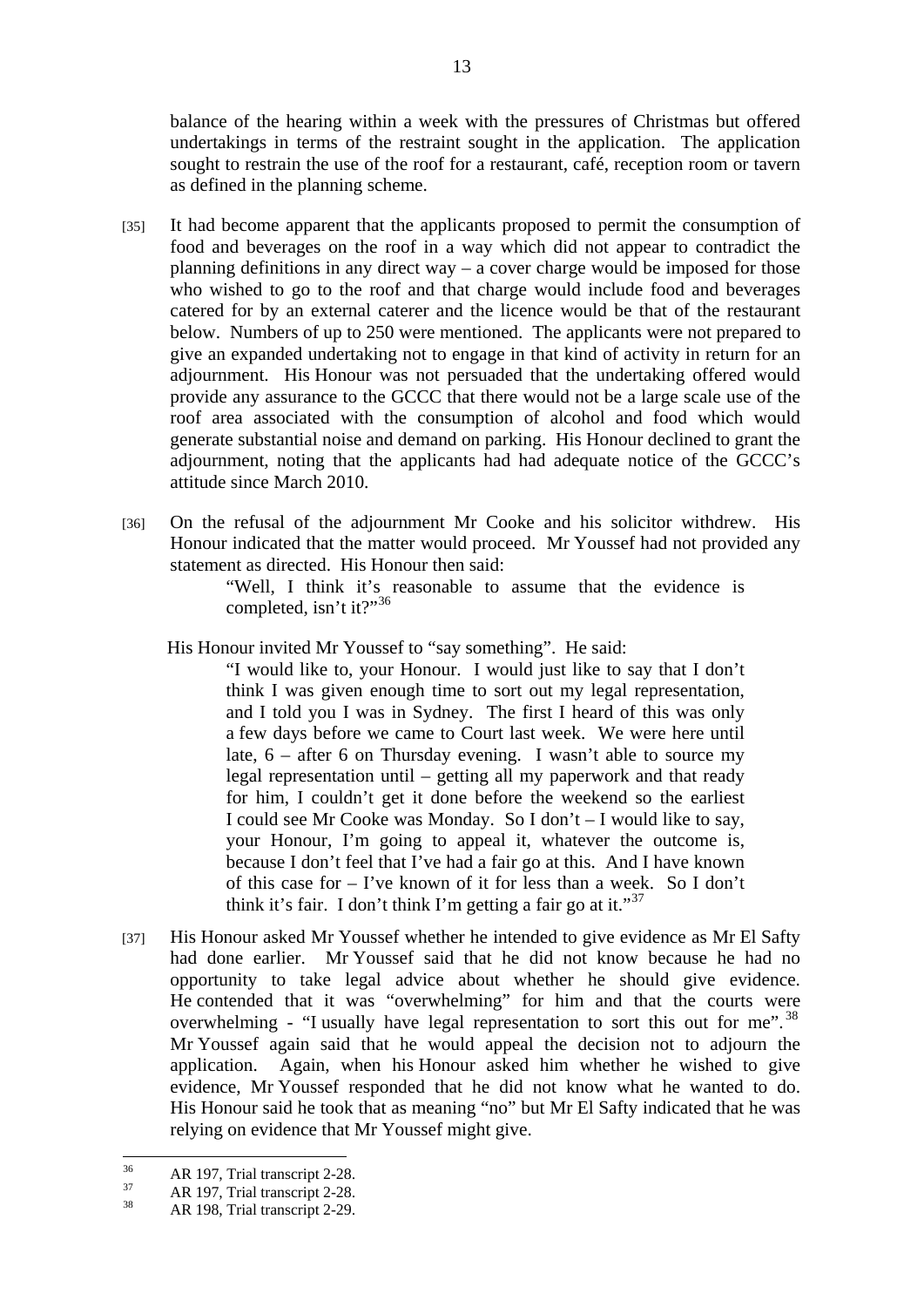balance of the hearing within a week with the pressures of Christmas but offered undertakings in terms of the restraint sought in the application. The application sought to restrain the use of the roof for a restaurant, café, reception room or tavern as defined in the planning scheme.

[35] It had become apparent that the applicants proposed to permit the consumption of food and beverages on the roof in a way which did not appear to contradict the planning definitions in any direct way – a cover charge would be imposed for those who wished to go to the roof and that charge would include food and beverages catered for by an external caterer and the licence would be that of the restaurant below. Numbers of up to 250 were mentioned. The applicants were not prepared to give an expanded undertaking not to engage in that kind of activity in return for an adjournment. His Honour was not persuaded that the undertaking offered would provide any assurance to the GCCC that there would not be a large scale use of the roof area associated with the consumption of alcohol and food which would generate substantial noise and demand on parking. His Honour declined to grant the adjournment, noting that the applicants had had adequate notice of the GCCC's attitude since March 2010.

[36] On the refusal of the adjournment Mr Cooke and his solicitor withdrew. His Honour indicated that the matter would proceed. Mr Youssef had not provided any statement as directed. His Honour then said:

> "Well, I think it's reasonable to assume that the evidence is completed, isn't it?"[36]

His Honour invited Mr Youssef to "say something". He said:

> "I would like to, your Honour. I would just like to say that I don't think I was given enough time to sort out my legal representation, and I told you I was in Sydney. The first I heard of this was only a few days before we came to Court last week. We were here until late, 6 – after 6 on Thursday evening. I wasn't able to source my legal representation until – getting all my paperwork and that ready for him, I couldn't get it done before the weekend so the earliest I could see Mr Cooke was Monday. So I don't – I would like to say, your Honour, I'm going to appeal it, whatever the outcome is, because I don't feel that I've had a fair go at this. And I have known of this case for – I've known of it for less than a week. So I don't think it's fair. I don't think I'm getting a fair go at it."[37]

[37] His Honour asked Mr Youssef whether he intended to give evidence as Mr El Safty had done earlier. Mr Youssef said that he did not know because he had no opportunity to take legal advice about whether he should give evidence. He contended that it was "overwhelming" for him and that the courts were overwhelming - "I usually have legal representation to sort this out for me".[38] Mr Youssef again said that he would appeal the decision not to adjourn the application. Again, when his Honour asked him whether he wished to give evidence, Mr Youssef responded that he did not know what he wanted to do. His Honour said he took that as meaning "no" but Mr El Safty indicated that he was relying on evidence that Mr Youssef might give.

---

[36] AR 197, Trial transcript 2-28.

[37] AR 197, Trial transcript 2-28.

[38] AR 198, Trial transcript 2-29.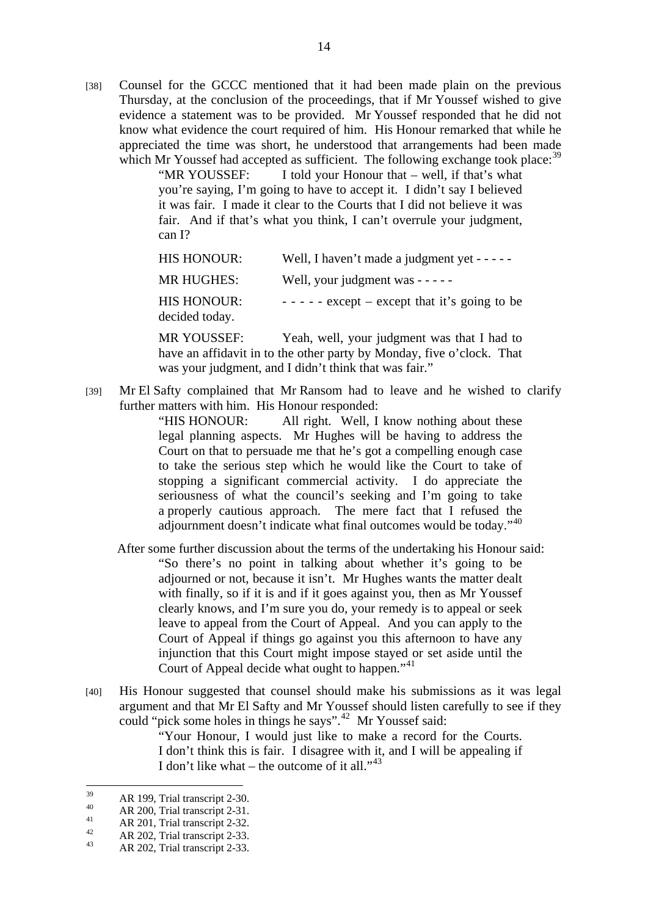[38] Counsel for the GCCC mentioned that it had been made plain on the previous Thursday, at the conclusion of the proceedings, that if Mr Youssef wished to give evidence a statement was to be provided. Mr Youssef responded that he did not know what evidence the court required of him. His Honour remarked that while he appreciated the time was short, he understood that arrangements had been made which Mr Youssef had accepted as sufficient. The following exchange took place:[39]

> "MR YOUSSEF: I told your Honour that – well, if that's what you're saying, I'm going to have to accept it. I didn't say I believed it was fair. I made it clear to the Courts that I did not believe it was fair. And if that's what you think, I can't overrule your judgment, can I?
>
> HIS HONOUR: Well, I haven't made a judgment yet - - - - -
>
> MR HUGHES: Well, your judgment was - - - - -
>
> HIS HONOUR: - - - - - except – except that it's going to be decided today.
>
> MR YOUSSEF: Yeah, well, your judgment was that I had to have an affidavit in to the other party by Monday, five o'clock. That was your judgment, and I didn't think that was fair."

[39] Mr El Safty complained that Mr Ransom had to leave and he wished to clarify further matters with him. His Honour responded:

> "HIS HONOUR: All right. Well, I know nothing about these legal planning aspects. Mr Hughes will be having to address the Court on that to persuade me that he's got a compelling enough case to take the serious step which he would like the Court to take of stopping a significant commercial activity. I do appreciate the seriousness of what the council's seeking and I'm going to take a properly cautious approach. The mere fact that I refused the adjournment doesn't indicate what final outcomes would be today."[40]

After some further discussion about the terms of the undertaking his Honour said:

> "So there's no point in talking about whether it's going to be adjourned or not, because it isn't. Mr Hughes wants the matter dealt with finally, so if it is and if it goes against you, then as Mr Youssef clearly knows, and I'm sure you do, your remedy is to appeal or seek leave to appeal from the Court of Appeal. And you can apply to the Court of Appeal if things go against you this afternoon to have any injunction that this Court might impose stayed or set aside until the Court of Appeal decide what ought to happen."[41]

[40] His Honour suggested that counsel should make his submissions as it was legal argument and that Mr El Safty and Mr Youssef should listen carefully to see if they could "pick some holes in things he says".[42] Mr Youssef said:

> "Your Honour, I would just like to make a record for the Courts. I don't think this is fair. I disagree with it, and I will be appealing if I don't like what – the outcome of it all."[43]

---

[39] AR 199, Trial transcript 2-30.

[40] AR 200, Trial transcript 2-31.

[41] AR 201, Trial transcript 2-32.

[42] AR 202, Trial transcript 2-33.

[43] AR 202, Trial transcript 2-33.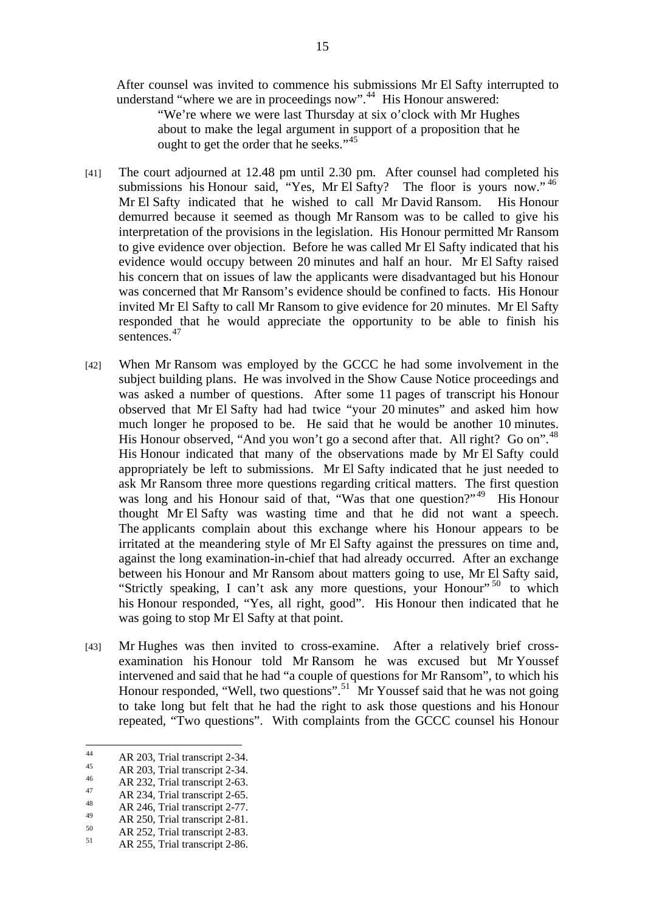After counsel was invited to commence his submissions Mr El Safty interrupted to understand "where we are in proceedings now".[44] His Honour answered:

> "We're where we were last Thursday at six o'clock with Mr Hughes about to make the legal argument in support of a proposition that he ought to get the order that he seeks."[45]

[41] The court adjourned at 12.48 pm until 2.30 pm. After counsel had completed his submissions his Honour said, "Yes, Mr El Safty? The floor is yours now."[46] Mr El Safty indicated that he wished to call Mr David Ransom. His Honour demurred because it seemed as though Mr Ransom was to be called to give his interpretation of the provisions in the legislation. His Honour permitted Mr Ransom to give evidence over objection. Before he was called Mr El Safty indicated that his evidence would occupy between 20 minutes and half an hour. Mr El Safty raised his concern that on issues of law the applicants were disadvantaged but his Honour was concerned that Mr Ransom's evidence should be confined to facts. His Honour invited Mr El Safty to call Mr Ransom to give evidence for 20 minutes. Mr El Safty responded that he would appreciate the opportunity to be able to finish his sentences.[47]

[42] When Mr Ransom was employed by the GCCC he had some involvement in the subject building plans. He was involved in the Show Cause Notice proceedings and was asked a number of questions. After some 11 pages of transcript his Honour observed that Mr El Safty had had twice "your 20 minutes" and asked him how much longer he proposed to be. He said that he would be another 10 minutes. His Honour observed, "And you won't go a second after that. All right? Go on".[48] His Honour indicated that many of the observations made by Mr El Safty could appropriately be left to submissions. Mr El Safty indicated that he just needed to ask Mr Ransom three more questions regarding critical matters. The first question was long and his Honour said of that, "Was that one question?"[49] His Honour thought Mr El Safty was wasting time and that he did not want a speech. The applicants complain about this exchange where his Honour appears to be irritated at the meandering style of Mr El Safty against the pressures on time and, against the long examination-in-chief that had already occurred. After an exchange between his Honour and Mr Ransom about matters going to use, Mr El Safty said, "Strictly speaking, I can't ask any more questions, your Honour"[50] to which his Honour responded, "Yes, all right, good". His Honour then indicated that he was going to stop Mr El Safty at that point.

[43] Mr Hughes was then invited to cross-examine. After a relatively brief cross-examination his Honour told Mr Ransom he was excused but Mr Youssef intervened and said that he had "a couple of questions for Mr Ransom", to which his Honour responded, "Well, two questions".[51] Mr Youssef said that he was not going to take long but felt that he had the right to ask those questions and his Honour repeated, "Two questions". With complaints from the GCCC counsel his Honour

---

[44] AR 203, Trial transcript 2-34.
[45] AR 203, Trial transcript 2-34.
[46] AR 232, Trial transcript 2-63.
[47] AR 234, Trial transcript 2-65.
[48] AR 246, Trial transcript 2-77.
[49] AR 250, Trial transcript 2-81.
[50] AR 252, Trial transcript 2-83.
[51] AR 255, Trial transcript 2-86.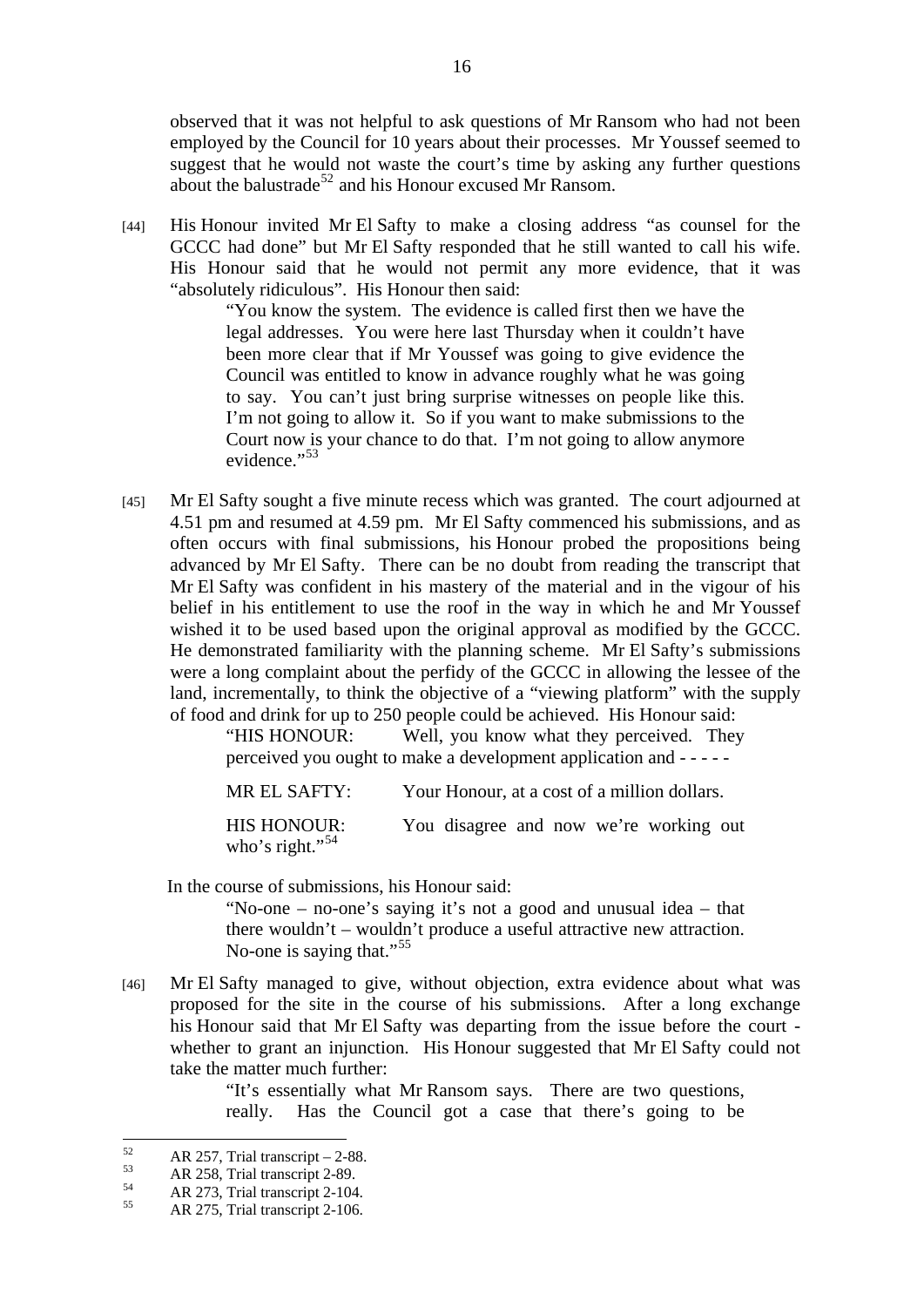observed that it was not helpful to ask questions of Mr Ransom who had not been employed by the Council for 10 years about their processes. Mr Youssef seemed to suggest that he would not waste the court's time by asking any further questions about the balustrade[52] and his Honour excused Mr Ransom.

[44] His Honour invited Mr El Safty to make a closing address "as counsel for the GCCC had done" but Mr El Safty responded that he still wanted to call his wife. His Honour said that he would not permit any more evidence, that it was "absolutely ridiculous". His Honour then said:

> "You know the system. The evidence is called first then we have the legal addresses. You were here last Thursday when it couldn't have been more clear that if Mr Youssef was going to give evidence the Council was entitled to know in advance roughly what he was going to say. You can't just bring surprise witnesses on people like this. I'm not going to allow it. So if you want to make submissions to the Court now is your chance to do that. I'm not going to allow anymore evidence."[53]

[45] Mr El Safty sought a five minute recess which was granted. The court adjourned at 4.51 pm and resumed at 4.59 pm. Mr El Safty commenced his submissions, and as often occurs with final submissions, his Honour probed the propositions being advanced by Mr El Safty. There can be no doubt from reading the transcript that Mr El Safty was confident in his mastery of the material and in the vigour of his belief in his entitlement to use the roof in the way in which he and Mr Youssef wished it to be used based upon the original approval as modified by the GCCC. He demonstrated familiarity with the planning scheme. Mr El Safty's submissions were a long complaint about the perfidy of the GCCC in allowing the lessee of the land, incrementally, to think the objective of a "viewing platform" with the supply of food and drink for up to 250 people could be achieved. His Honour said:

> "HIS HONOUR: Well, you know what they perceived. They perceived you ought to make a development application and - - - - -
>
> MR EL SAFTY: Your Honour, at a cost of a million dollars.
>
> HIS HONOUR: You disagree and now we're working out who's right."[54]

In the course of submissions, his Honour said:

> "No-one – no-one's saying it's not a good and unusual idea – that there wouldn't – wouldn't produce a useful attractive new attraction. No-one is saying that."[55]

[46] Mr El Safty managed to give, without objection, extra evidence about what was proposed for the site in the course of his submissions. After a long exchange his Honour said that Mr El Safty was departing from the issue before the court - whether to grant an injunction. His Honour suggested that Mr El Safty could not take the matter much further:

> "It's essentially what Mr Ransom says. There are two questions, really. Has the Council got a case that there's going to be

---

[52] AR 257, Trial transcript – 2-88.

[53] AR 258, Trial transcript 2-89.

[54] AR 273, Trial transcript 2-104.

[55] AR 275, Trial transcript 2-106.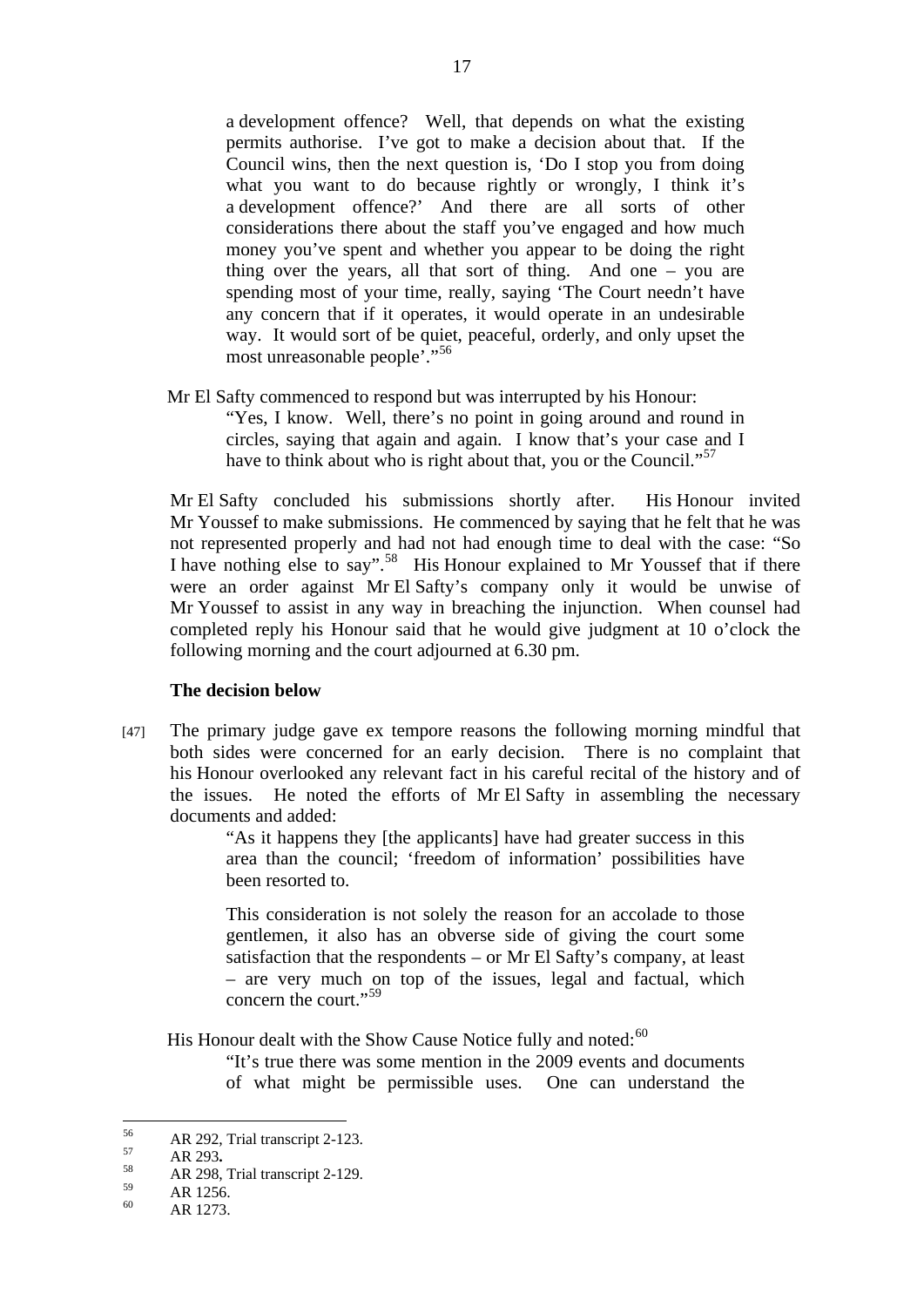> a development offence? Well, that depends on what the existing permits authorise. I've got to make a decision about that. If the Council wins, then the next question is, 'Do I stop you from doing what you want to do because rightly or wrongly, I think it's a development offence?' And there are all sorts of other considerations there about the staff you've engaged and how much money you've spent and whether you appear to be doing the right thing over the years, all that sort of thing. And one – you are spending most of your time, really, saying 'The Court needn't have any concern that if it operates, it would operate in an undesirable way. It would sort of be quiet, peaceful, orderly, and only upset the most unreasonable people'."[56]

Mr El Safty commenced to respond but was interrupted by his Honour:

> "Yes, I know. Well, there's no point in going around and round in circles, saying that again and again. I know that's your case and I have to think about who is right about that, you or the Council."[57]

Mr El Safty concluded his submissions shortly after. His Honour invited Mr Youssef to make submissions. He commenced by saying that he felt that he was not represented properly and had not had enough time to deal with the case: "So I have nothing else to say".[58] His Honour explained to Mr Youssef that if there were an order against Mr El Safty's company only it would be unwise of Mr Youssef to assist in any way in breaching the injunction. When counsel had completed reply his Honour said that he would give judgment at 10 o'clock the following morning and the court adjourned at 6.30 pm.

**The decision below**

[47] The primary judge gave ex tempore reasons the following morning mindful that both sides were concerned for an early decision. There is no complaint that his Honour overlooked any relevant fact in his careful recital of the history and of the issues. He noted the efforts of Mr El Safty in assembling the necessary documents and added:

> "As it happens they [the applicants] have had greater success in this area than the council; 'freedom of information' possibilities have been resorted to.
>
> This consideration is not solely the reason for an accolade to those gentlemen, it also has an obverse side of giving the court some satisfaction that the respondents – or Mr El Safty's company, at least – are very much on top of the issues, legal and factual, which concern the court."[59]

His Honour dealt with the Show Cause Notice fully and noted:[60]

> "It's true there was some mention in the 2009 events and documents of what might be permissible uses. One can understand the

---

[56] AR 292, Trial transcript 2-123.
[57] AR 293.
[58] AR 298, Trial transcript 2-129.
[59] AR 1256.
[60] AR 1273.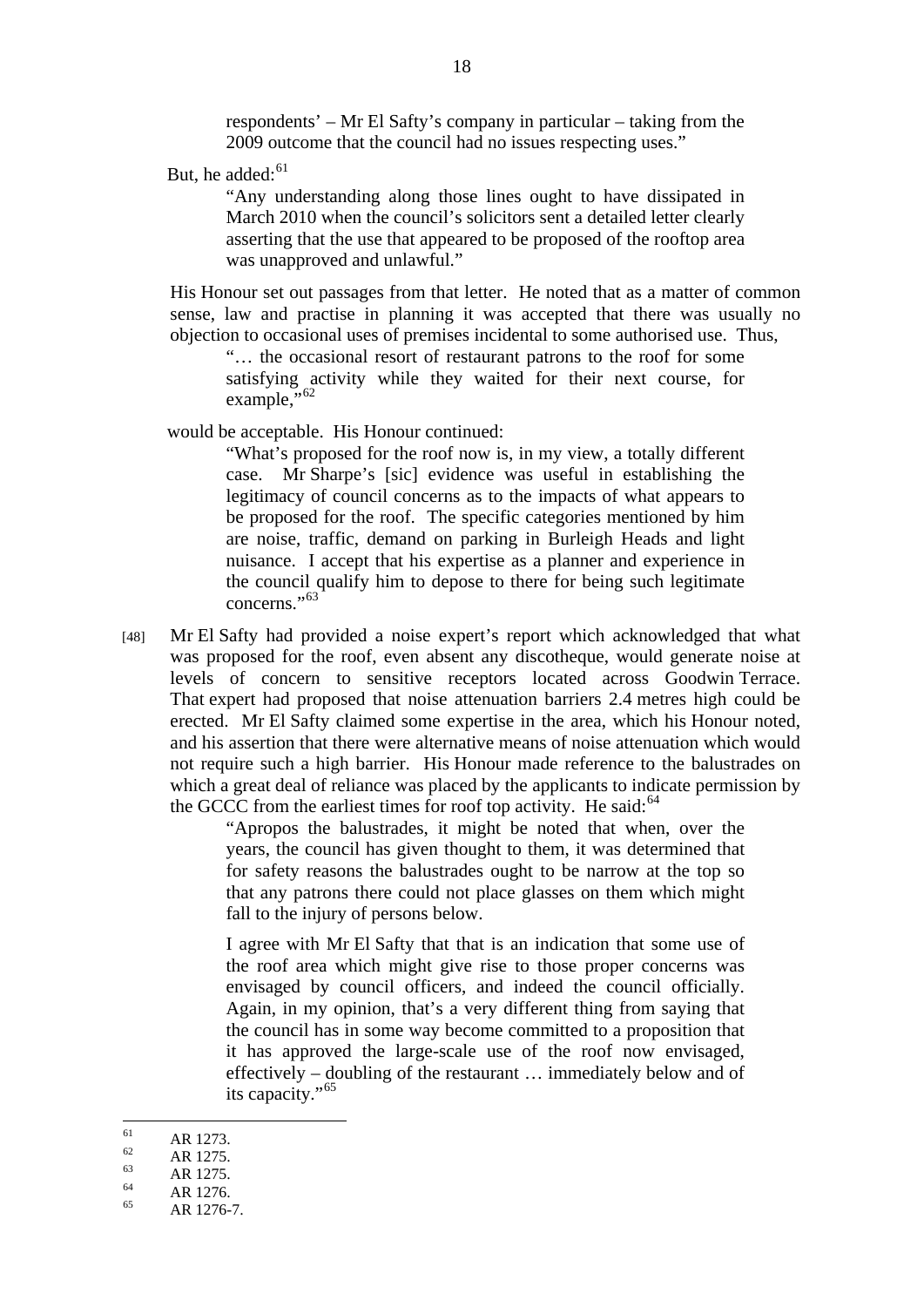> respondents' – Mr El Safty's company in particular – taking from the 2009 outcome that the council had no issues respecting uses."

But, he added:[61]

> "Any understanding along those lines ought to have dissipated in March 2010 when the council's solicitors sent a detailed letter clearly asserting that the use that appeared to be proposed of the rooftop area was unapproved and unlawful."

His Honour set out passages from that letter. He noted that as a matter of common sense, law and practise in planning it was accepted that there was usually no objection to occasional uses of premises incidental to some authorised use. Thus,

> "… the occasional resort of restaurant patrons to the roof for some satisfying activity while they waited for their next course, for example,"[62]

would be acceptable. His Honour continued:

> "What's proposed for the roof now is, in my view, a totally different case. Mr Sharpe's [sic] evidence was useful in establishing the legitimacy of council concerns as to the impacts of what appears to be proposed for the roof. The specific categories mentioned by him are noise, traffic, demand on parking in Burleigh Heads and light nuisance. I accept that his expertise as a planner and experience in the council qualify him to depose to there for being such legitimate concerns."[63]

[48] Mr El Safty had provided a noise expert's report which acknowledged that what was proposed for the roof, even absent any discotheque, would generate noise at levels of concern to sensitive receptors located across Goodwin Terrace. That expert had proposed that noise attenuation barriers 2.4 metres high could be erected. Mr El Safty claimed some expertise in the area, which his Honour noted, and his assertion that there were alternative means of noise attenuation which would not require such a high barrier. His Honour made reference to the balustrades on which a great deal of reliance was placed by the applicants to indicate permission by the GCCC from the earliest times for roof top activity. He said:[64]

> "Apropos the balustrades, it might be noted that when, over the years, the council has given thought to them, it was determined that for safety reasons the balustrades ought to be narrow at the top so that any patrons there could not place glasses on them which might fall to the injury of persons below.
>
> I agree with Mr El Safty that that is an indication that some use of the roof area which might give rise to those proper concerns was envisaged by council officers, and indeed the council officially. Again, in my opinion, that's a very different thing from saying that the council has in some way become committed to a proposition that it has approved the large-scale use of the roof now envisaged, effectively – doubling of the restaurant … immediately below and of its capacity."[65]

---

[61] AR 1273.

[62] AR 1275.

[63] AR 1275.

[64] AR 1276.

[65] AR 1276-7.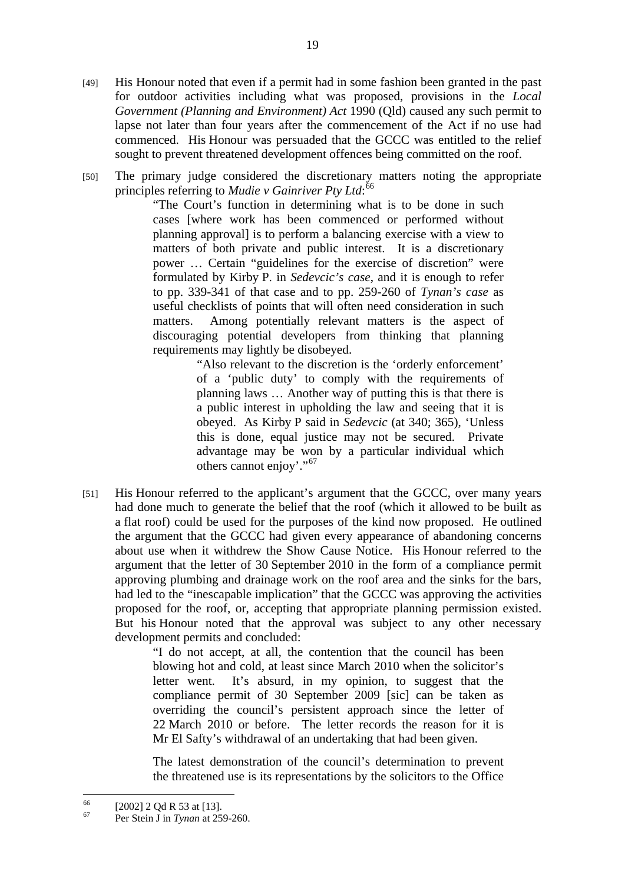[49] His Honour noted that even if a permit had in some fashion been granted in the past for outdoor activities including what was proposed, provisions in the *Local Government (Planning and Environment) Act* 1990 (Qld) caused any such permit to lapse not later than four years after the commencement of the Act if no use had commenced. His Honour was persuaded that the GCCC was entitled to the relief sought to prevent threatened development offences being committed on the roof.

[50] The primary judge considered the discretionary matters noting the appropriate principles referring to *Mudie v Gainriver Pty Ltd*:[66]

> "The Court's function in determining what is to be done in such cases [where work has been commenced or performed without planning approval] is to perform a balancing exercise with a view to matters of both private and public interest. It is a discretionary power … Certain "guidelines for the exercise of discretion" were formulated by Kirby P. in *Sedevcic's case*, and it is enough to refer to pp. 339-341 of that case and to pp. 259-260 of *Tynan's case* as useful checklists of points that will often need consideration in such matters. Among potentially relevant matters is the aspect of discouraging potential developers from thinking that planning requirements may lightly be disobeyed.
>
> > "Also relevant to the discretion is the 'orderly enforcement' of a 'public duty' to comply with the requirements of planning laws … Another way of putting this is that there is a public interest in upholding the law and seeing that it is obeyed. As Kirby P said in *Sedevcic* (at 340; 365), 'Unless this is done, equal justice may not be secured. Private advantage may be won by a particular individual which others cannot enjoy'."[67]

[51] His Honour referred to the applicant's argument that the GCCC, over many years had done much to generate the belief that the roof (which it allowed to be built as a flat roof) could be used for the purposes of the kind now proposed. He outlined the argument that the GCCC had given every appearance of abandoning concerns about use when it withdrew the Show Cause Notice. His Honour referred to the argument that the letter of 30 September 2010 in the form of a compliance permit approving plumbing and drainage work on the roof area and the sinks for the bars, had led to the "inescapable implication" that the GCCC was approving the activities proposed for the roof, or, accepting that appropriate planning permission existed. But his Honour noted that the approval was subject to any other necessary development permits and concluded:

> "I do not accept, at all, the contention that the council has been blowing hot and cold, at least since March 2010 when the solicitor's letter went. It's absurd, in my opinion, to suggest that the compliance permit of 30 September 2009 [sic] can be taken as overriding the council's persistent approach since the letter of 22 March 2010 or before. The letter records the reason for it is Mr El Safty's withdrawal of an undertaking that had been given.
>
> The latest demonstration of the council's determination to prevent the threatened use is its representations by the solicitors to the Office

[66] [2002] 2 Qd R 53 at [13].

[67] Per Stein J in *Tynan* at 259-260.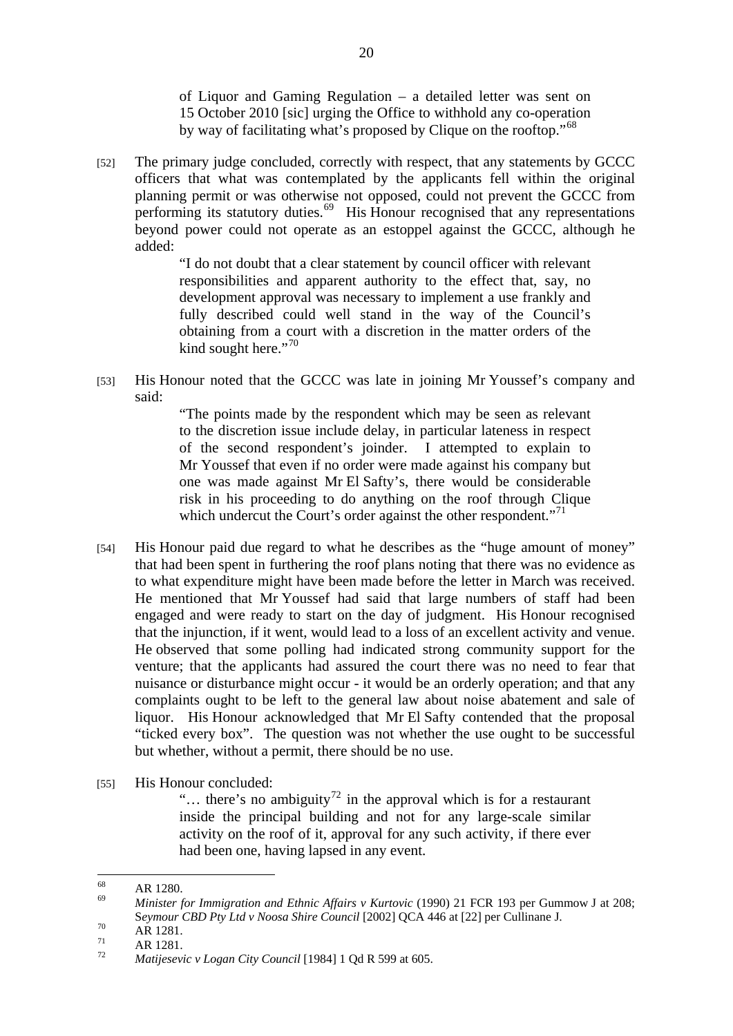> of Liquor and Gaming Regulation – a detailed letter was sent on 15 October 2010 [sic] urging the Office to withhold any co-operation by way of facilitating what's proposed by Clique on the rooftop."[68]

[52] The primary judge concluded, correctly with respect, that any statements by GCCC officers that what was contemplated by the applicants fell within the original planning permit or was otherwise not opposed, could not prevent the GCCC from performing its statutory duties.[69] His Honour recognised that any representations beyond power could not operate as an estoppel against the GCCC, although he added:

> "I do not doubt that a clear statement by council officer with relevant responsibilities and apparent authority to the effect that, say, no development approval was necessary to implement a use frankly and fully described could well stand in the way of the Council's obtaining from a court with a discretion in the matter orders of the kind sought here."[70]

[53] His Honour noted that the GCCC was late in joining Mr Youssef's company and said:

> "The points made by the respondent which may be seen as relevant to the discretion issue include delay, in particular lateness in respect of the second respondent's joinder. I attempted to explain to Mr Youssef that even if no order were made against his company but one was made against Mr El Safty's, there would be considerable risk in his proceeding to do anything on the roof through Clique which undercut the Court's order against the other respondent."[71]

[54] His Honour paid due regard to what he describes as the "huge amount of money" that had been spent in furthering the roof plans noting that there was no evidence as to what expenditure might have been made before the letter in March was received. He mentioned that Mr Youssef had said that large numbers of staff had been engaged and were ready to start on the day of judgment. His Honour recognised that the injunction, if it went, would lead to a loss of an excellent activity and venue. He observed that some polling had indicated strong community support for the venture; that the applicants had assured the court there was no need to fear that nuisance or disturbance might occur - it would be an orderly operation; and that any complaints ought to be left to the general law about noise abatement and sale of liquor. His Honour acknowledged that Mr El Safty contended that the proposal "ticked every box". The question was not whether the use ought to be successful but whether, without a permit, there should be no use.

[55] His Honour concluded:

> "… there's no ambiguity[72] in the approval which is for a restaurant inside the principal building and not for any large-scale similar activity on the roof of it, approval for any such activity, if there ever had been one, having lapsed in any event.

---

[68] AR 1280.

[69] *Minister for Immigration and Ethnic Affairs v Kurtovic* (1990) 21 FCR 193 per Gummow J at 208; *Seymour CBD Pty Ltd v Noosa Shire Council* [2002] QCA 446 at [22] per Cullinane J.

[70] AR 1281.

[71] AR 1281.

[72] *Matijesevic v Logan City Council* [1984] 1 Qd R 599 at 605.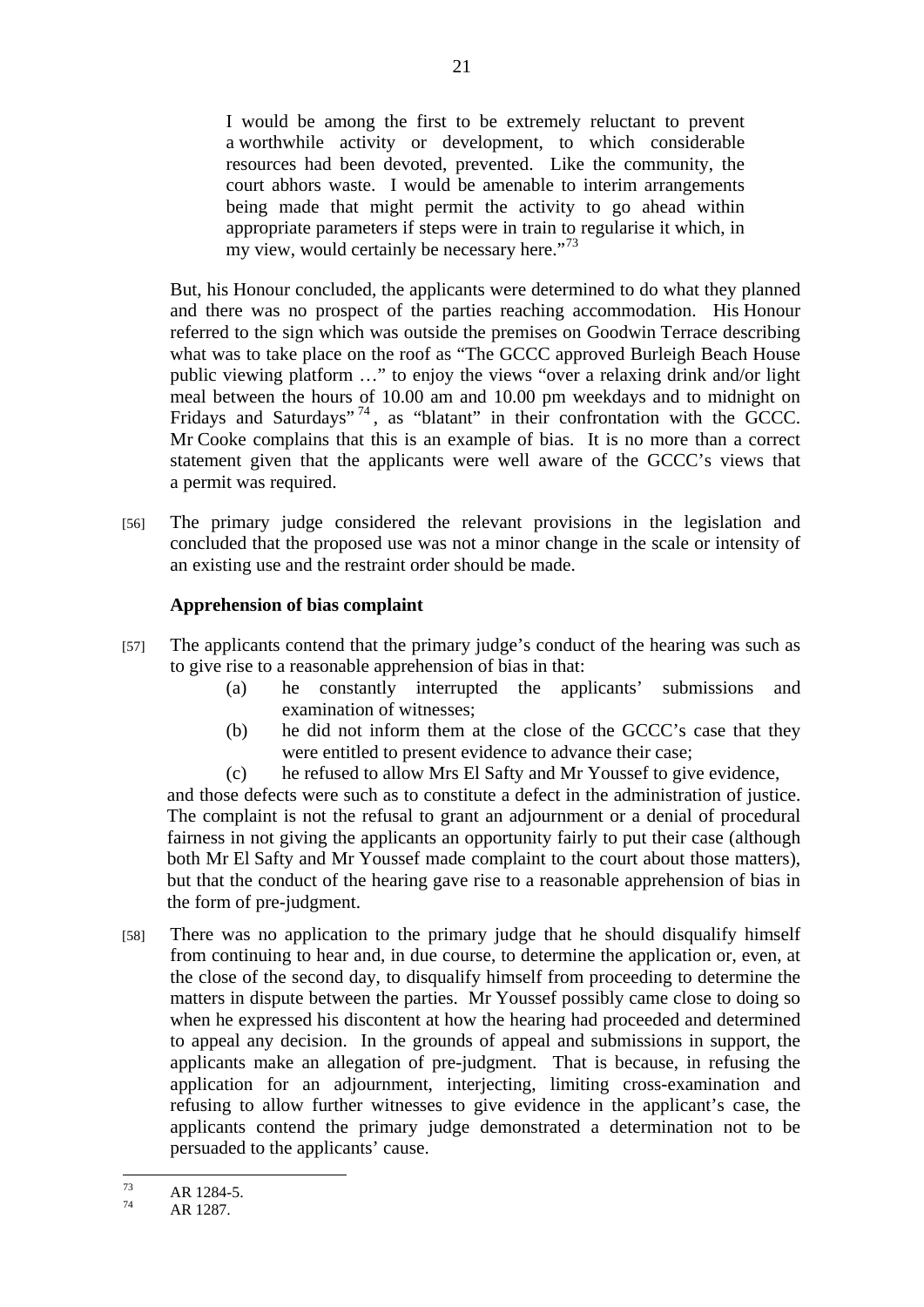> I would be among the first to be extremely reluctant to prevent a worthwhile activity or development, to which considerable resources had been devoted, prevented. Like the community, the court abhors waste. I would be amenable to interim arrangements being made that might permit the activity to go ahead within appropriate parameters if steps were in train to regularise it which, in my view, would certainly be necessary here."[73]

But, his Honour concluded, the applicants were determined to do what they planned and there was no prospect of the parties reaching accommodation. His Honour referred to the sign which was outside the premises on Goodwin Terrace describing what was to take place on the roof as "The GCCC approved Burleigh Beach House public viewing platform …" to enjoy the views "over a relaxing drink and/or light meal between the hours of 10.00 am and 10.00 pm weekdays and to midnight on Fridays and Saturdays"[74], as "blatant" in their confrontation with the GCCC. Mr Cooke complains that this is an example of bias. It is no more than a correct statement given that the applicants were well aware of the GCCC's views that a permit was required.

[56] The primary judge considered the relevant provisions in the legislation and concluded that the proposed use was not a minor change in the scale or intensity of an existing use and the restraint order should be made.

**Apprehension of bias complaint**

[57] The applicants contend that the primary judge's conduct of the hearing was such as to give rise to a reasonable apprehension of bias in that:

(a) he constantly interrupted the applicants' submissions and examination of witnesses;

(b) he did not inform them at the close of the GCCC's case that they were entitled to present evidence to advance their case;

(c) he refused to allow Mrs El Safty and Mr Youssef to give evidence,

and those defects were such as to constitute a defect in the administration of justice. The complaint is not the refusal to grant an adjournment or a denial of procedural fairness in not giving the applicants an opportunity fairly to put their case (although both Mr El Safty and Mr Youssef made complaint to the court about those matters), but that the conduct of the hearing gave rise to a reasonable apprehension of bias in the form of pre-judgment.

[58] There was no application to the primary judge that he should disqualify himself from continuing to hear and, in due course, to determine the application or, even, at the close of the second day, to disqualify himself from proceeding to determine the matters in dispute between the parties. Mr Youssef possibly came close to doing so when he expressed his discontent at how the hearing had proceeded and determined to appeal any decision. In the grounds of appeal and submissions in support, the applicants make an allegation of pre-judgment. That is because, in refusing the application for an adjournment, interjecting, limiting cross-examination and refusing to allow further witnesses to give evidence in the applicant's case, the applicants contend the primary judge demonstrated a determination not to be persuaded to the applicants' cause.

---

[73] AR 1284-5.

[74] AR 1287.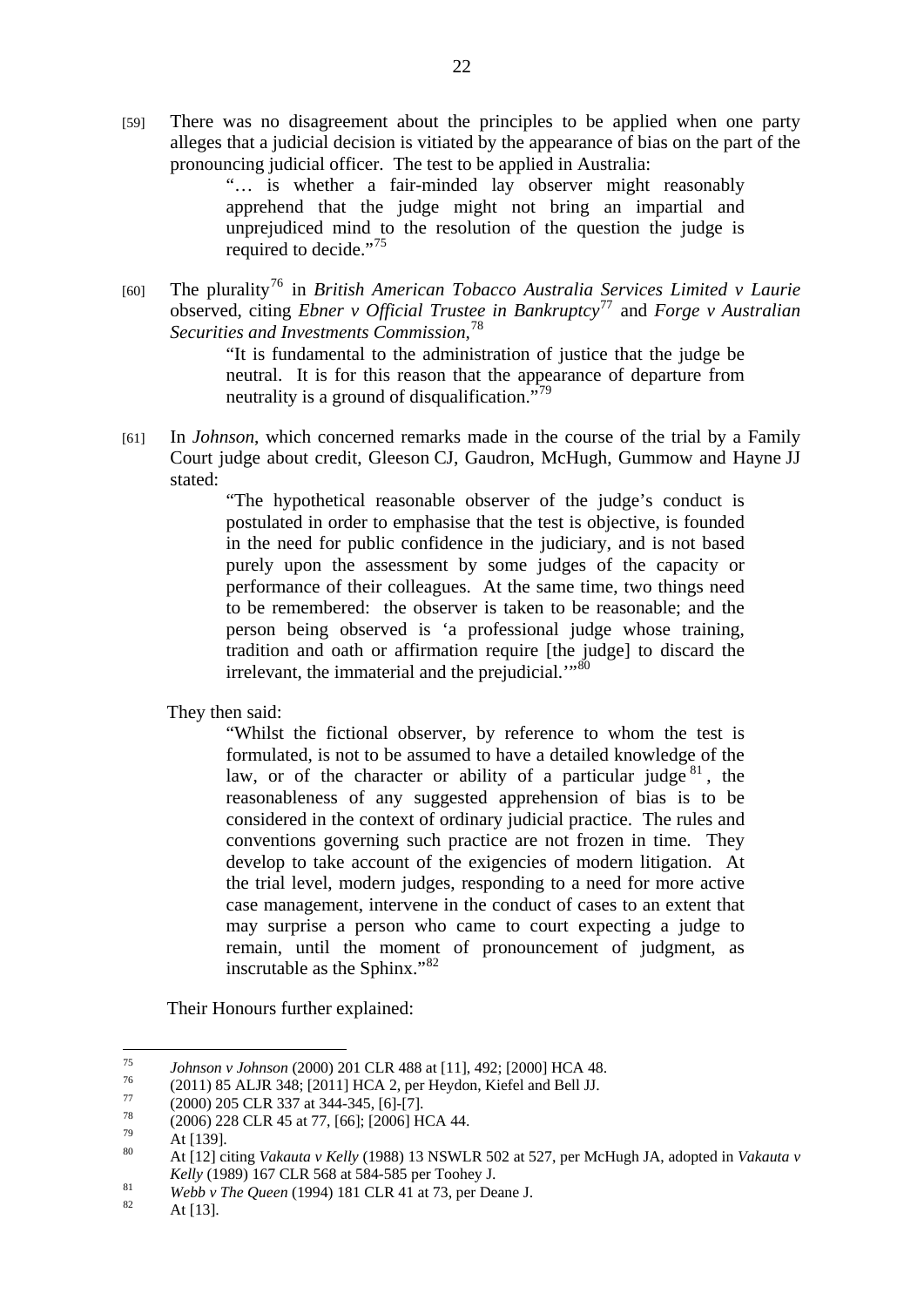[59] There was no disagreement about the principles to be applied when one party alleges that a judicial decision is vitiated by the appearance of bias on the part of the pronouncing judicial officer. The test to be applied in Australia:

> "… is whether a fair-minded lay observer might reasonably apprehend that the judge might not bring an impartial and unprejudiced mind to the resolution of the question the judge is required to decide."[75]

[60] The plurality[76] in *British American Tobacco Australia Services Limited v Laurie* observed, citing *Ebner v Official Trustee in Bankruptcy*[77] and *Forge v Australian Securities and Investments Commission*,[78]

> "It is fundamental to the administration of justice that the judge be neutral. It is for this reason that the appearance of departure from neutrality is a ground of disqualification."[79]

[61] In *Johnson*, which concerned remarks made in the course of the trial by a Family Court judge about credit, Gleeson CJ, Gaudron, McHugh, Gummow and Hayne JJ stated:

> "The hypothetical reasonable observer of the judge's conduct is postulated in order to emphasise that the test is objective, is founded in the need for public confidence in the judiciary, and is not based purely upon the assessment by some judges of the capacity or performance of their colleagues. At the same time, two things need to be remembered: the observer is taken to be reasonable; and the person being observed is 'a professional judge whose training, tradition and oath or affirmation require [the judge] to discard the irrelevant, the immaterial and the prejudicial.'"[80]

They then said:

> "Whilst the fictional observer, by reference to whom the test is formulated, is not to be assumed to have a detailed knowledge of the law, or of the character or ability of a particular judge[81], the reasonableness of any suggested apprehension of bias is to be considered in the context of ordinary judicial practice. The rules and conventions governing such practice are not frozen in time. They develop to take account of the exigencies of modern litigation. At the trial level, modern judges, responding to a need for more active case management, intervene in the conduct of cases to an extent that may surprise a person who came to court expecting a judge to remain, until the moment of pronouncement of judgment, as inscrutable as the Sphinx."[82]

Their Honours further explained:

---

[75] *Johnson v Johnson* (2000) 201 CLR 488 at [11], 492; [2000] HCA 48.

[76] (2011) 85 ALJR 348; [2011] HCA 2, per Heydon, Kiefel and Bell JJ.

[77] (2000) 205 CLR 337 at 344-345, [6]-[7].

[78] (2006) 228 CLR 45 at 77, [66]; [2006] HCA 44.

[79] At [139].

[80] At [12] citing *Vakauta v Kelly* (1988) 13 NSWLR 502 at 527, per McHugh JA, adopted in *Vakauta v Kelly* (1989) 167 CLR 568 at 584-585 per Toohey J.

[81] *Webb v The Queen* (1994) 181 CLR 41 at 73, per Deane J.

[82] At [13].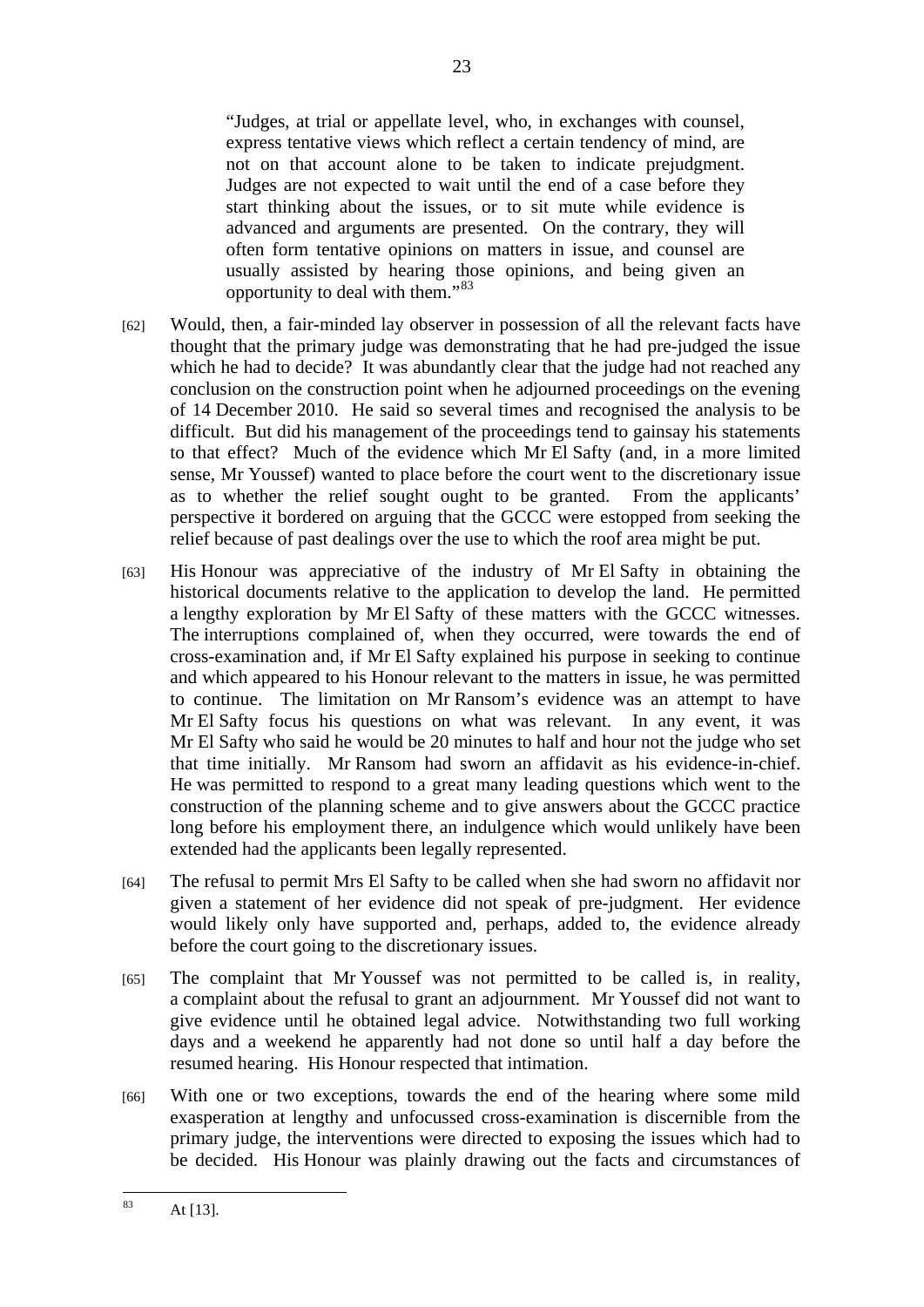> "Judges, at trial or appellate level, who, in exchanges with counsel, express tentative views which reflect a certain tendency of mind, are not on that account alone to be taken to indicate prejudgment. Judges are not expected to wait until the end of a case before they start thinking about the issues, or to sit mute while evidence is advanced and arguments are presented. On the contrary, they will often form tentative opinions on matters in issue, and counsel are usually assisted by hearing those opinions, and being given an opportunity to deal with them."[83]

[62] Would, then, a fair-minded lay observer in possession of all the relevant facts have thought that the primary judge was demonstrating that he had pre-judged the issue which he had to decide? It was abundantly clear that the judge had not reached any conclusion on the construction point when he adjourned proceedings on the evening of 14 December 2010. He said so several times and recognised the analysis to be difficult. But did his management of the proceedings tend to gainsay his statements to that effect? Much of the evidence which Mr El Safty (and, in a more limited sense, Mr Youssef) wanted to place before the court went to the discretionary issue as to whether the relief sought ought to be granted. From the applicants' perspective it bordered on arguing that the GCCC were estopped from seeking the relief because of past dealings over the use to which the roof area might be put.

[63] His Honour was appreciative of the industry of Mr El Safty in obtaining the historical documents relative to the application to develop the land. He permitted a lengthy exploration by Mr El Safty of these matters with the GCCC witnesses. The interruptions complained of, when they occurred, were towards the end of cross-examination and, if Mr El Safty explained his purpose in seeking to continue and which appeared to his Honour relevant to the matters in issue, he was permitted to continue. The limitation on Mr Ransom's evidence was an attempt to have Mr El Safty focus his questions on what was relevant. In any event, it was Mr El Safty who said he would be 20 minutes to half and hour not the judge who set that time initially. Mr Ransom had sworn an affidavit as his evidence-in-chief. He was permitted to respond to a great many leading questions which went to the construction of the planning scheme and to give answers about the GCCC practice long before his employment there, an indulgence which would unlikely have been extended had the applicants been legally represented.

[64] The refusal to permit Mrs El Safty to be called when she had sworn no affidavit nor given a statement of her evidence did not speak of pre-judgment. Her evidence would likely only have supported and, perhaps, added to, the evidence already before the court going to the discretionary issues.

[65] The complaint that Mr Youssef was not permitted to be called is, in reality, a complaint about the refusal to grant an adjournment. Mr Youssef did not want to give evidence until he obtained legal advice. Notwithstanding two full working days and a weekend he apparently had not done so until half a day before the resumed hearing. His Honour respected that intimation.

[66] With one or two exceptions, towards the end of the hearing where some mild exasperation at lengthy and unfocussed cross-examination is discernible from the primary judge, the interventions were directed to exposing the issues which had to be decided. His Honour was plainly drawing out the facts and circumstances of

---

[83] At [13].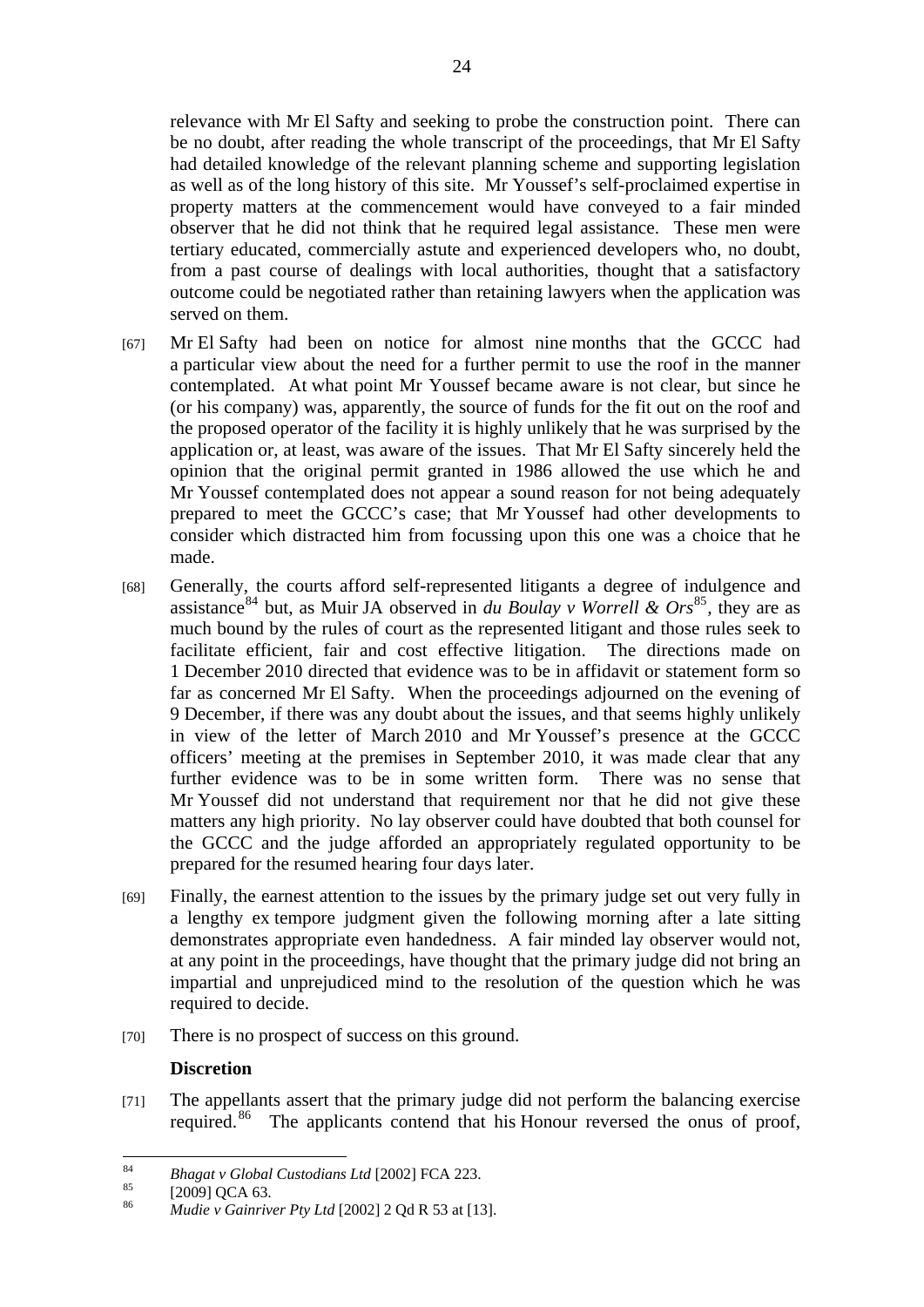relevance with Mr El Safty and seeking to probe the construction point. There can be no doubt, after reading the whole transcript of the proceedings, that Mr El Safty had detailed knowledge of the relevant planning scheme and supporting legislation as well as of the long history of this site. Mr Youssef's self-proclaimed expertise in property matters at the commencement would have conveyed to a fair minded observer that he did not think that he required legal assistance. These men were tertiary educated, commercially astute and experienced developers who, no doubt, from a past course of dealings with local authorities, thought that a satisfactory outcome could be negotiated rather than retaining lawyers when the application was served on them.

[67] Mr El Safty had been on notice for almost nine months that the GCCC had a particular view about the need for a further permit to use the roof in the manner contemplated. At what point Mr Youssef became aware is not clear, but since he (or his company) was, apparently, the source of funds for the fit out on the roof and the proposed operator of the facility it is highly unlikely that he was surprised by the application or, at least, was aware of the issues. That Mr El Safty sincerely held the opinion that the original permit granted in 1986 allowed the use which he and Mr Youssef contemplated does not appear a sound reason for not being adequately prepared to meet the GCCC's case; that Mr Youssef had other developments to consider which distracted him from focussing upon this one was a choice that he made.

[68] Generally, the courts afford self-represented litigants a degree of indulgence and assistance[84] but, as Muir JA observed in *du Boulay v Worrell & Ors*[85], they are as much bound by the rules of court as the represented litigant and those rules seek to facilitate efficient, fair and cost effective litigation. The directions made on 1 December 2010 directed that evidence was to be in affidavit or statement form so far as concerned Mr El Safty. When the proceedings adjourned on the evening of 9 December, if there was any doubt about the issues, and that seems highly unlikely in view of the letter of March 2010 and Mr Youssef's presence at the GCCC officers' meeting at the premises in September 2010, it was made clear that any further evidence was to be in some written form. There was no sense that Mr Youssef did not understand that requirement nor that he did not give these matters any high priority. No lay observer could have doubted that both counsel for the GCCC and the judge afforded an appropriately regulated opportunity to be prepared for the resumed hearing four days later.

[69] Finally, the earnest attention to the issues by the primary judge set out very fully in a lengthy ex tempore judgment given the following morning after a late sitting demonstrates appropriate even handedness. A fair minded lay observer would not, at any point in the proceedings, have thought that the primary judge did not bring an impartial and unprejudiced mind to the resolution of the question which he was required to decide.

[70] There is no prospect of success on this ground.

**Discretion**

[71] The appellants assert that the primary judge did not perform the balancing exercise required.[86] The applicants contend that his Honour reversed the onus of proof,

---

[84] *Bhagat v Global Custodians Ltd* [2002] FCA 223.

[85] [2009] QCA 63.

[86] *Mudie v Gainriver Pty Ltd* [2002] 2 Qd R 53 at [13].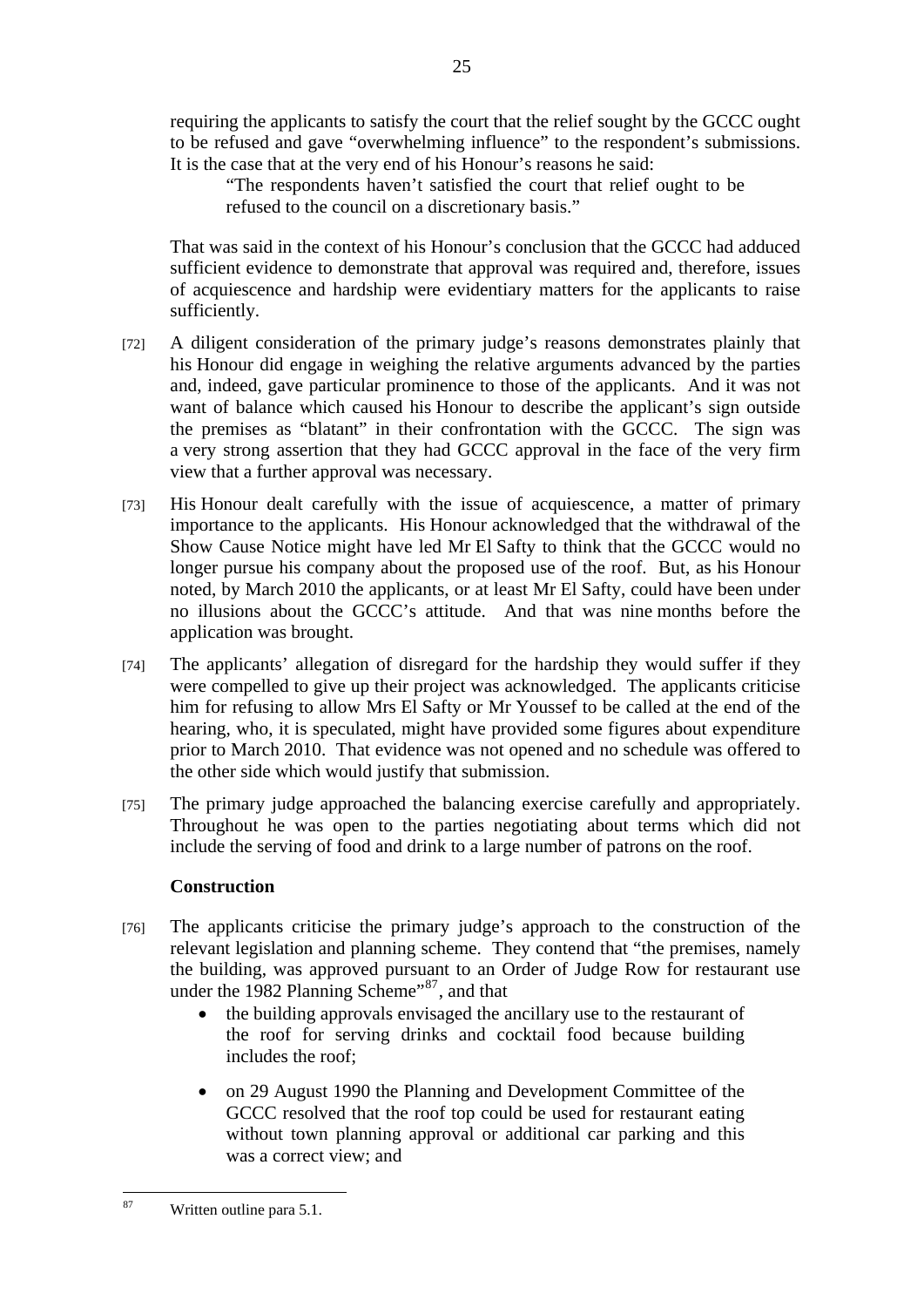requiring the applicants to satisfy the court that the relief sought by the GCCC ought to be refused and gave "overwhelming influence" to the respondent's submissions. It is the case that at the very end of his Honour's reasons he said:

> "The respondents haven't satisfied the court that relief ought to be refused to the council on a discretionary basis."

That was said in the context of his Honour's conclusion that the GCCC had adduced sufficient evidence to demonstrate that approval was required and, therefore, issues of acquiescence and hardship were evidentiary matters for the applicants to raise sufficiently.

[72] A diligent consideration of the primary judge's reasons demonstrates plainly that his Honour did engage in weighing the relative arguments advanced by the parties and, indeed, gave particular prominence to those of the applicants. And it was not want of balance which caused his Honour to describe the applicant's sign outside the premises as "blatant" in their confrontation with the GCCC. The sign was a very strong assertion that they had GCCC approval in the face of the very firm view that a further approval was necessary.

[73] His Honour dealt carefully with the issue of acquiescence, a matter of primary importance to the applicants. His Honour acknowledged that the withdrawal of the Show Cause Notice might have led Mr El Safty to think that the GCCC would no longer pursue his company about the proposed use of the roof. But, as his Honour noted, by March 2010 the applicants, or at least Mr El Safty, could have been under no illusions about the GCCC's attitude. And that was nine months before the application was brought.

[74] The applicants' allegation of disregard for the hardship they would suffer if they were compelled to give up their project was acknowledged. The applicants criticise him for refusing to allow Mrs El Safty or Mr Youssef to be called at the end of the hearing, who, it is speculated, might have provided some figures about expenditure prior to March 2010. That evidence was not opened and no schedule was offered to the other side which would justify that submission.

[75] The primary judge approached the balancing exercise carefully and appropriately. Throughout he was open to the parties negotiating about terms which did not include the serving of food and drink to a large number of patrons on the roof.

**Construction**

[76] The applicants criticise the primary judge's approach to the construction of the relevant legislation and planning scheme. They contend that "the premises, namely the building, was approved pursuant to an Order of Judge Row for restaurant use under the 1982 Planning Scheme"[87], and that

- the building approvals envisaged the ancillary use to the restaurant of the roof for serving drinks and cocktail food because building includes the roof;
- on 29 August 1990 the Planning and Development Committee of the GCCC resolved that the roof top could be used for restaurant eating without town planning approval or additional car parking and this was a correct view; and

[87] Written outline para 5.1.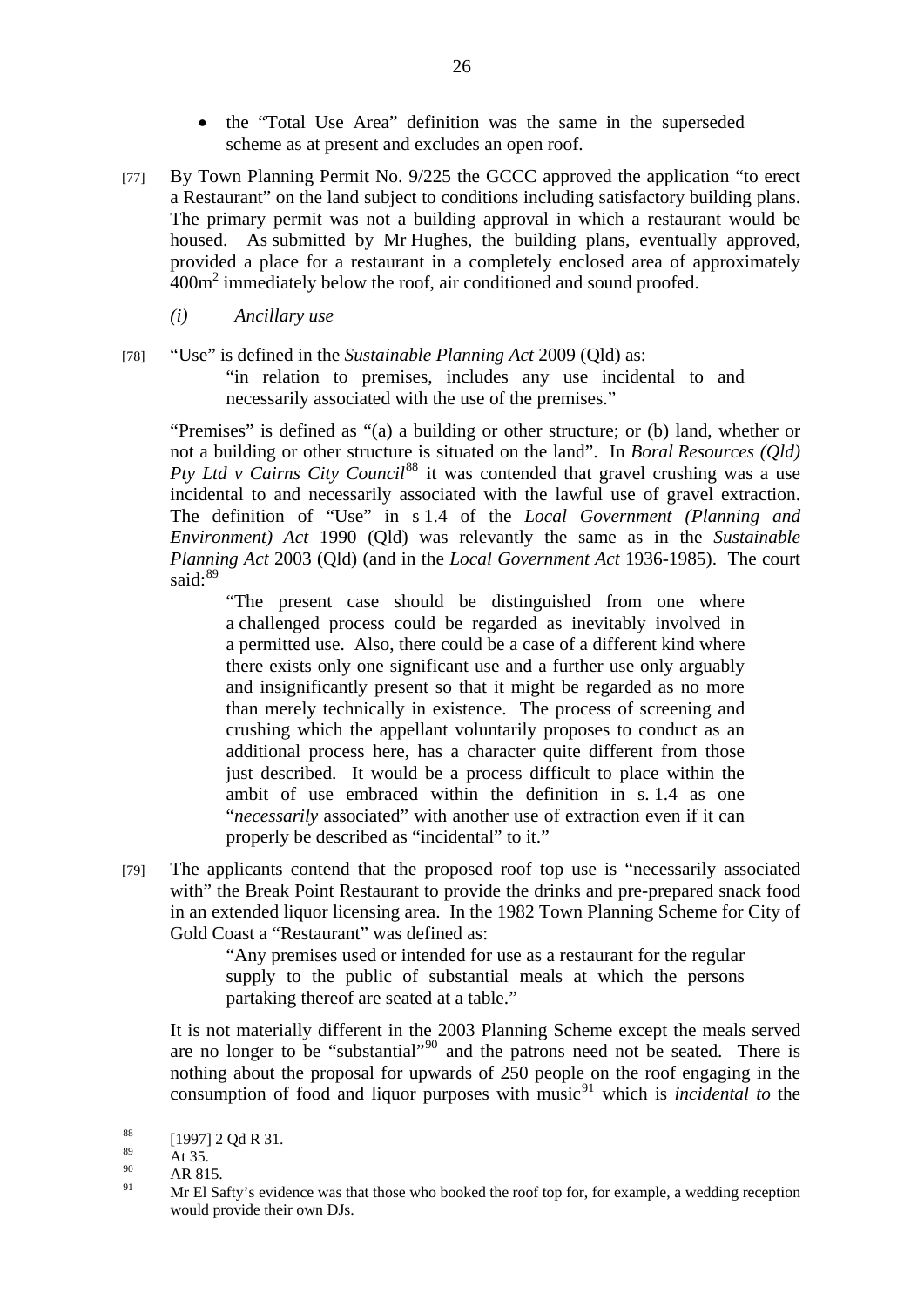- the "Total Use Area" definition was the same in the superseded scheme as at present and excludes an open roof.

[77] By Town Planning Permit No. 9/225 the GCCC approved the application "to erect a Restaurant" on the land subject to conditions including satisfactory building plans. The primary permit was not a building approval in which a restaurant would be housed. As submitted by Mr Hughes, the building plans, eventually approved, provided a place for a restaurant in a completely enclosed area of approximately $400m^2$ immediately below the roof, air conditioned and sound proofed.

*(i) Ancillary use*

[78] "Use" is defined in the *Sustainable Planning Act* 2009 (Qld) as:

> "in relation to premises, includes any use incidental to and necessarily associated with the use of the premises."

"Premises" is defined as "(a) a building or other structure; or (b) land, whether or not a building or other structure is situated on the land". In *Boral Resources (Qld) Pty Ltd v Cairns City Council*[88] it was contended that gravel crushing was a use incidental to and necessarily associated with the lawful use of gravel extraction. The definition of "Use" in s 1.4 of the *Local Government (Planning and Environment) Act* 1990 (Qld) was relevantly the same as in the *Sustainable Planning Act* 2003 (Qld) (and in the *Local Government Act* 1936-1985). The court said:[89]

> "The present case should be distinguished from one where a challenged process could be regarded as inevitably involved in a permitted use. Also, there could be a case of a different kind where there exists only one significant use and a further use only arguably and insignificantly present so that it might be regarded as no more than merely technically in existence. The process of screening and crushing which the appellant voluntarily proposes to conduct as an additional process here, has a character quite different from those just described. It would be a process difficult to place within the ambit of use embraced within the definition in s. 1.4 as one "*necessarily* associated" with another use of extraction even if it can properly be described as "incidental" to it."

[79] The applicants contend that the proposed roof top use is "necessarily associated with" the Break Point Restaurant to provide the drinks and pre-prepared snack food in an extended liquor licensing area. In the 1982 Town Planning Scheme for City of Gold Coast a "Restaurant" was defined as:

> "Any premises used or intended for use as a restaurant for the regular supply to the public of substantial meals at which the persons partaking thereof are seated at a table."

It is not materially different in the 2003 Planning Scheme except the meals served are no longer to be "substantial"[90] and the patrons need not be seated. There is nothing about the proposal for upwards of 250 people on the roof engaging in the consumption of food and liquor purposes with music[91] which is *incidental to* the

---

[88] [1997] 2 Qd R 31.

[89] At 35.

[90] AR 815.

[91] Mr El Safty's evidence was that those who booked the roof top for, for example, a wedding reception would provide their own DJs.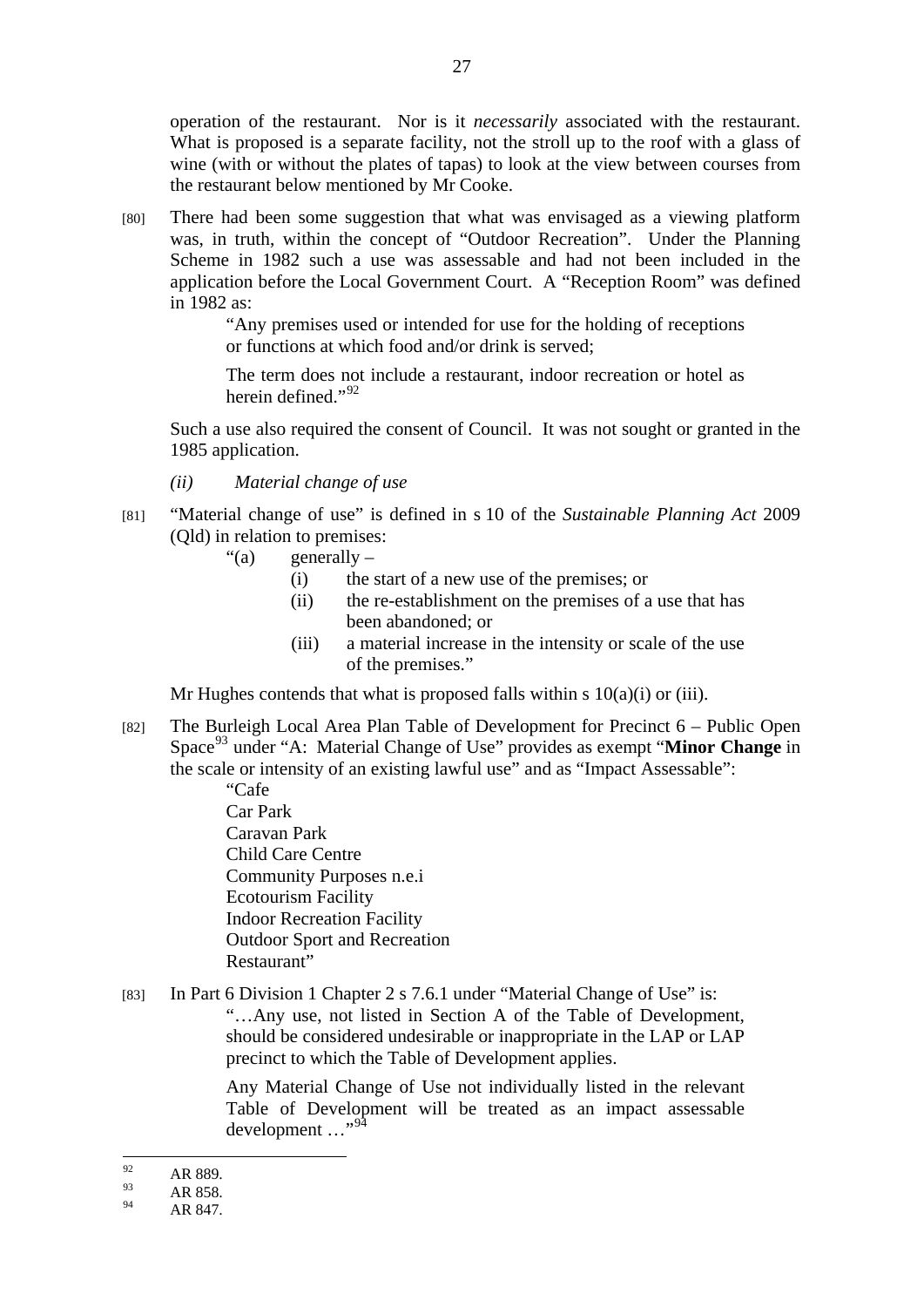operation of the restaurant. Nor is it *necessarily* associated with the restaurant. What is proposed is a separate facility, not the stroll up to the roof with a glass of wine (with or without the plates of tapas) to look at the view between courses from the restaurant below mentioned by Mr Cooke.

[80] There had been some suggestion that what was envisaged as a viewing platform was, in truth, within the concept of "Outdoor Recreation". Under the Planning Scheme in 1982 such a use was assessable and had not been included in the application before the Local Government Court. A "Reception Room" was defined in 1982 as:

> "Any premises used or intended for use for the holding of receptions or functions at which food and/or drink is served;
>
> The term does not include a restaurant, indoor recreation or hotel as herein defined."[92]

Such a use also required the consent of Council. It was not sought or granted in the 1985 application.

*(ii) Material change of use*

[81] "Material change of use" is defined in s 10 of the *Sustainable Planning Act* 2009 (Qld) in relation to premises:

> "(a) generally –
> (i) the start of a new use of the premises; or
> (ii) the re-establishment on the premises of a use that has been abandoned; or
> (iii) a material increase in the intensity or scale of the use of the premises."

Mr Hughes contends that what is proposed falls within s 10(a)(i) or (iii).

[82] The Burleigh Local Area Plan Table of Development for Precinct 6 – Public Open Space[93] under "A: Material Change of Use" provides as exempt "**Minor Change** in the scale or intensity of an existing lawful use" and as "Impact Assessable":

> "Cafe
> Car Park
> Caravan Park
> Child Care Centre
> Community Purposes n.e.i
> Ecotourism Facility
> Indoor Recreation Facility
> Outdoor Sport and Recreation
> Restaurant"

[83] In Part 6 Division 1 Chapter 2 s 7.6.1 under "Material Change of Use" is:

> "…Any use, not listed in Section A of the Table of Development, should be considered undesirable or inappropriate in the LAP or LAP precinct to which the Table of Development applies.
>
> Any Material Change of Use not individually listed in the relevant Table of Development will be treated as an impact assessable development …"[94]

---

[92] AR 889.
[93] AR 858.
[94] AR 847.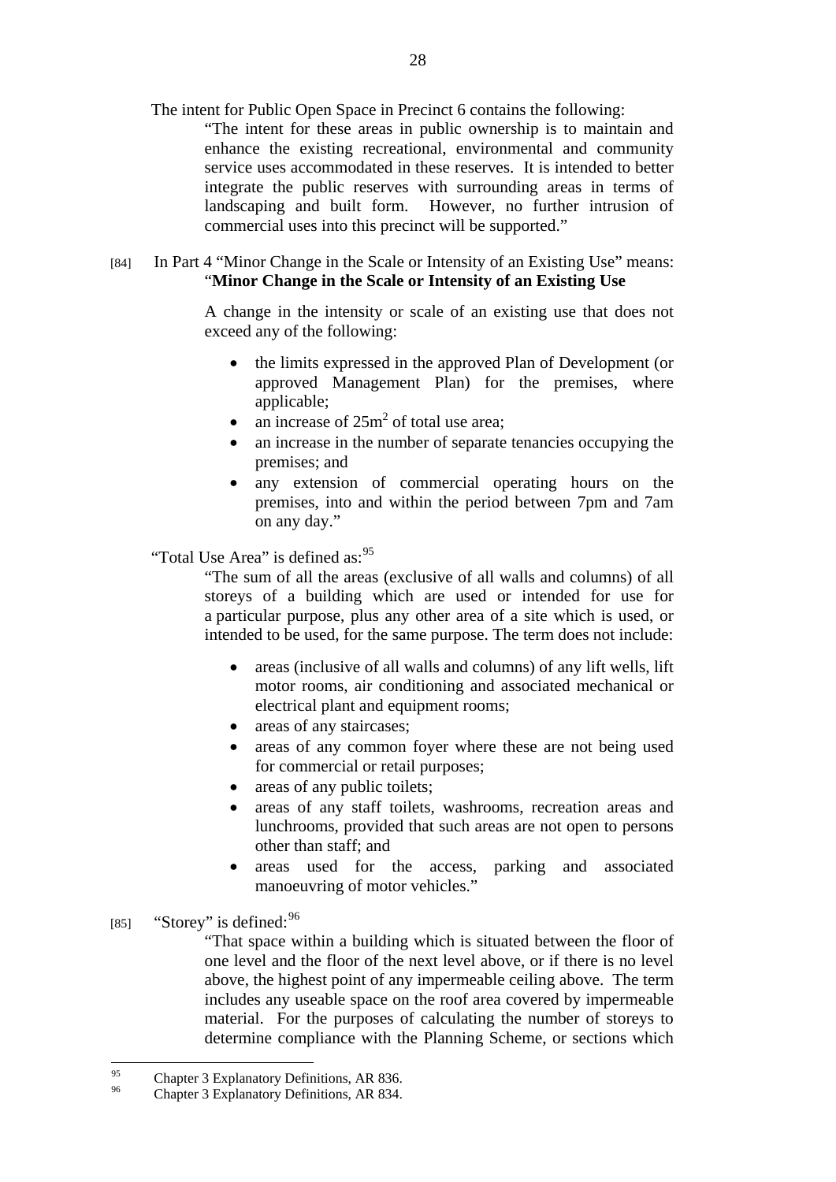The intent for Public Open Space in Precinct 6 contains the following:

> "The intent for these areas in public ownership is to maintain and enhance the existing recreational, environmental and community service uses accommodated in these reserves. It is intended to better integrate the public reserves with surrounding areas in terms of landscaping and built form. However, no further intrusion of commercial uses into this precinct will be supported."

[84] In Part 4 "Minor Change in the Scale or Intensity of an Existing Use" means:

> "**Minor Change in the Scale or Intensity of an Existing Use**
>
> A change in the intensity or scale of an existing use that does not exceed any of the following:
>
> - the limits expressed in the approved Plan of Development (or approved Management Plan) for the premises, where applicable;
> - an increase of 25m$^2$ of total use area;
> - an increase in the number of separate tenancies occupying the premises; and
> - any extension of commercial operating hours on the premises, into and within the period between 7pm and 7am on any day."

"Total Use Area" is defined as:[95]

> "The sum of all the areas (exclusive of all walls and columns) of all storeys of a building which are used or intended for use for a particular purpose, plus any other area of a site which is used, or intended to be used, for the same purpose. The term does not include:
>
> - areas (inclusive of all walls and columns) of any lift wells, lift motor rooms, air conditioning and associated mechanical or electrical plant and equipment rooms;
> - areas of any staircases;
> - areas of any common foyer where these are not being used for commercial or retail purposes;
> - areas of any public toilets;
> - areas of any staff toilets, washrooms, recreation areas and lunchrooms, provided that such areas are not open to persons other than staff; and
> - areas used for the access, parking and associated manoeuvring of motor vehicles."

[85] "Storey" is defined:[96]

> "That space within a building which is situated between the floor of one level and the floor of the next level above, or if there is no level above, the highest point of any impermeable ceiling above. The term includes any useable space on the roof area covered by impermeable material. For the purposes of calculating the number of storeys to determine compliance with the Planning Scheme, or sections which

---

[95] Chapter 3 Explanatory Definitions, AR 836.

[96] Chapter 3 Explanatory Definitions, AR 834.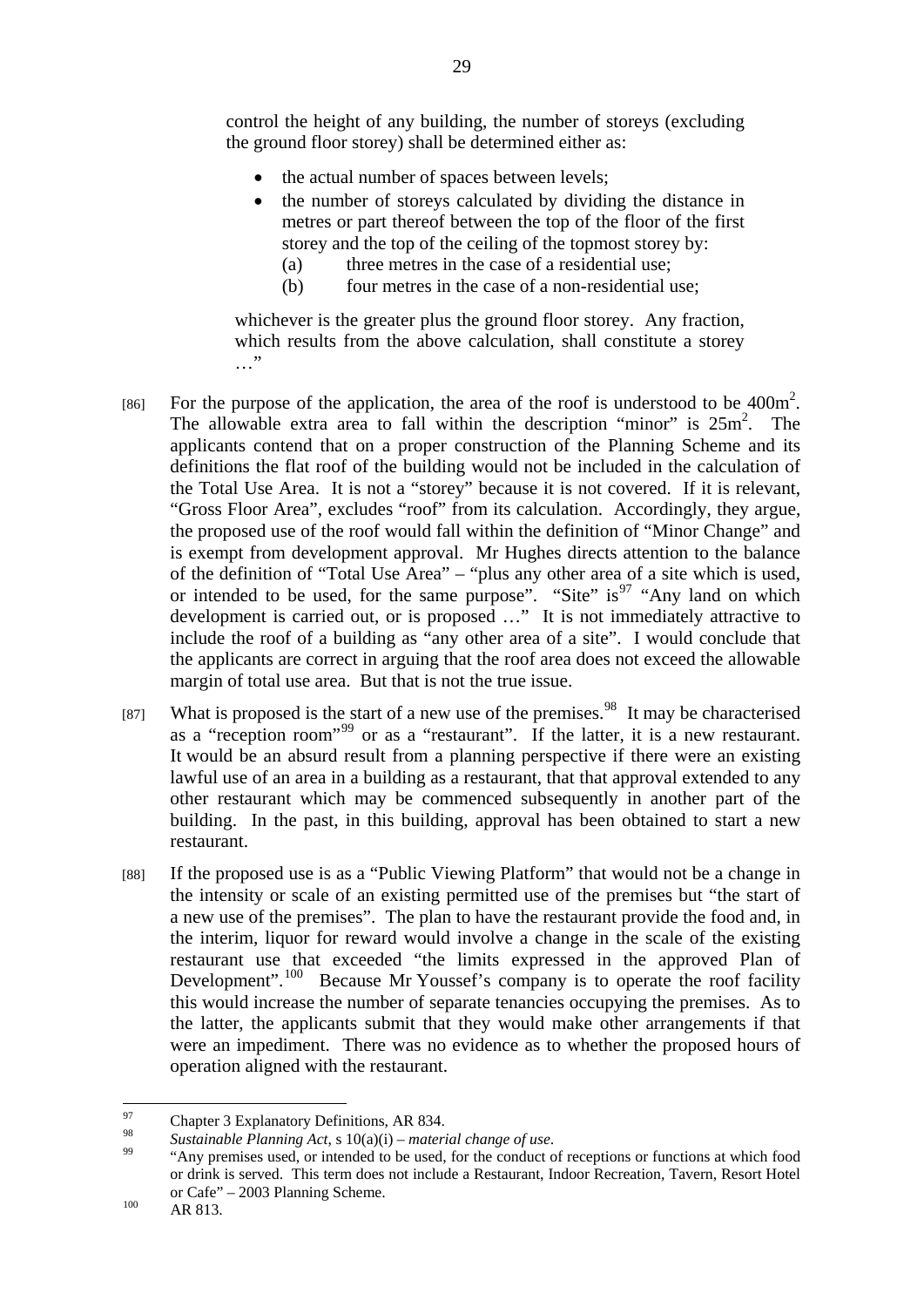control the height of any building, the number of storeys (excluding the ground floor storey) shall be determined either as:

- the actual number of spaces between levels;
- the number of storeys calculated by dividing the distance in metres or part thereof between the top of the floor of the first storey and the top of the ceiling of the topmost storey by:
  - (a) three metres in the case of a residential use;
  - (b) four metres in the case of a non-residential use;

whichever is the greater plus the ground floor storey. Any fraction, which results from the above calculation, shall constitute a storey …"

[86] For the purpose of the application, the area of the roof is understood to be $400m^2$. The allowable extra area to fall within the description "minor" is $25m^2$. The applicants contend that on a proper construction of the Planning Scheme and its definitions the flat roof of the building would not be included in the calculation of the Total Use Area. It is not a "storey" because it is not covered. If it is relevant, "Gross Floor Area", excludes "roof" from its calculation. Accordingly, they argue, the proposed use of the roof would fall within the definition of "Minor Change" and is exempt from development approval. Mr Hughes directs attention to the balance of the definition of "Total Use Area" – "plus any other area of a site which is used, or intended to be used, for the same purpose". "Site" is[97] "Any land on which development is carried out, or is proposed …" It is not immediately attractive to include the roof of a building as "any other area of a site". I would conclude that the applicants are correct in arguing that the roof area does not exceed the allowable margin of total use area. But that is not the true issue.

[87] What is proposed is the start of a new use of the premises.[98] It may be characterised as a "reception room"[99] or as a "restaurant". If the latter, it is a new restaurant. It would be an absurd result from a planning perspective if there were an existing lawful use of an area in a building as a restaurant, that that approval extended to any other restaurant which may be commenced subsequently in another part of the building. In the past, in this building, approval has been obtained to start a new restaurant.

[88] If the proposed use is as a "Public Viewing Platform" that would not be a change in the intensity or scale of an existing permitted use of the premises but "the start of a new use of the premises". The plan to have the restaurant provide the food and, in the interim, liquor for reward would involve a change in the scale of the existing restaurant use that exceeded "the limits expressed in the approved Plan of Development".[100] Because Mr Youssef's company is to operate the roof facility this would increase the number of separate tenancies occupying the premises. As to the latter, the applicants submit that they would make other arrangements if that were an impediment. There was no evidence as to whether the proposed hours of operation aligned with the restaurant.

---

[97] Chapter 3 Explanatory Definitions, AR 834.

[98] *Sustainable Planning Act*, s 10(a)(i) – *material change of use*.

[99] "Any premises used, or intended to be used, for the conduct of receptions or functions at which food or drink is served. This term does not include a Restaurant, Indoor Recreation, Tavern, Resort Hotel or Cafe" – 2003 Planning Scheme.

[100] AR 813.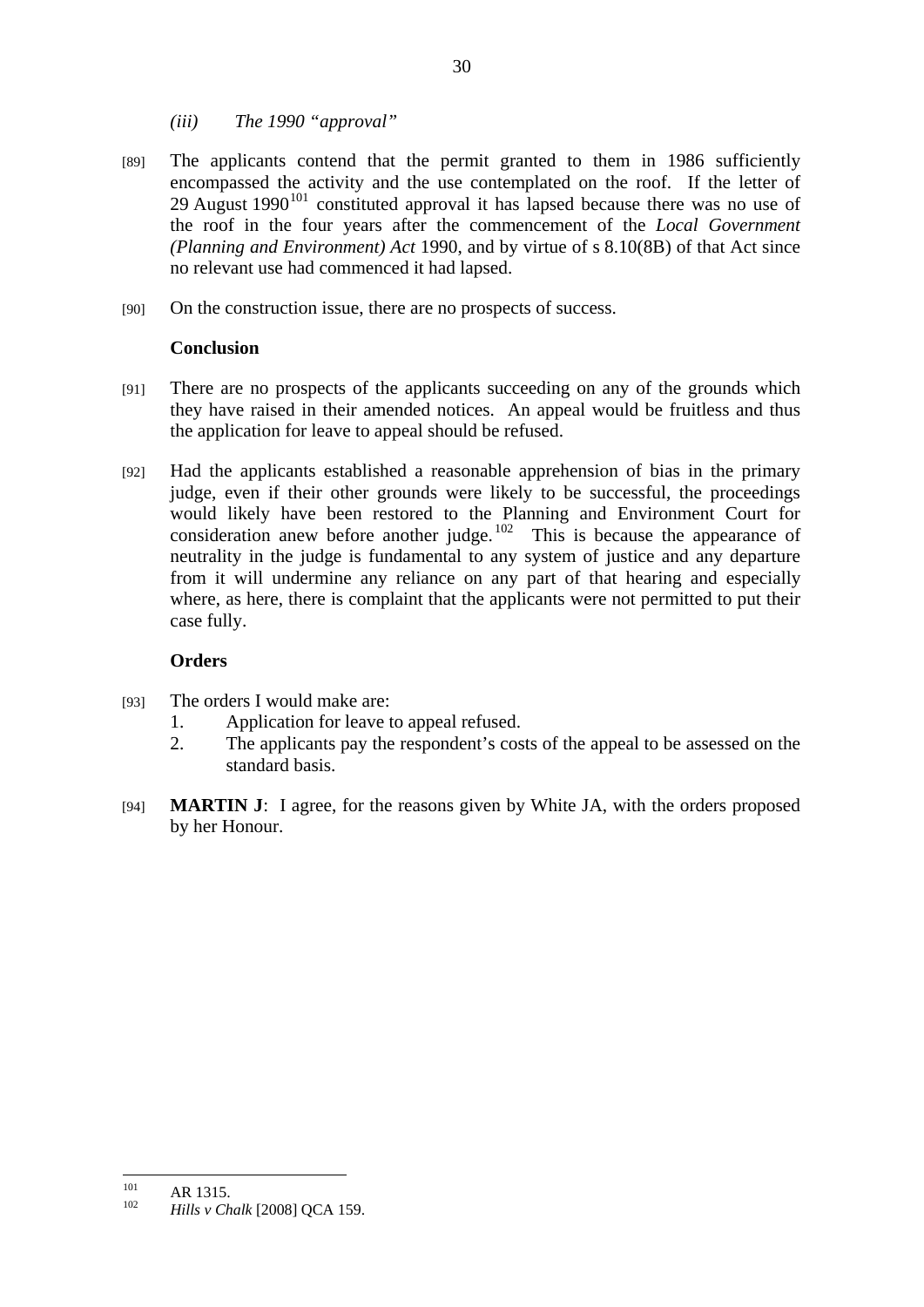*(iii) The 1990 "approval"*

[89] The applicants contend that the permit granted to them in 1986 sufficiently encompassed the activity and the use contemplated on the roof. If the letter of 29 August 1990[101] constituted approval it has lapsed because there was no use of the roof in the four years after the commencement of the *Local Government (Planning and Environment) Act* 1990, and by virtue of s 8.10(8B) of that Act since no relevant use had commenced it had lapsed.

[90] On the construction issue, there are no prospects of success.

**Conclusion**

[91] There are no prospects of the applicants succeeding on any of the grounds which they have raised in their amended notices. An appeal would be fruitless and thus the application for leave to appeal should be refused.

[92] Had the applicants established a reasonable apprehension of bias in the primary judge, even if their other grounds were likely to be successful, the proceedings would likely have been restored to the Planning and Environment Court for consideration anew before another judge.[102] This is because the appearance of neutrality in the judge is fundamental to any system of justice and any departure from it will undermine any reliance on any part of that hearing and especially where, as here, there is complaint that the applicants were not permitted to put their case fully.

**Orders**

[93] The orders I would make are:
1. Application for leave to appeal refused.
2. The applicants pay the respondent's costs of the appeal to be assessed on the standard basis.

[94] **MARTIN J**: I agree, for the reasons given by White JA, with the orders proposed by her Honour.

---

[101] AR 1315.

[102] *Hills v Chalk* [2008] QCA 159.